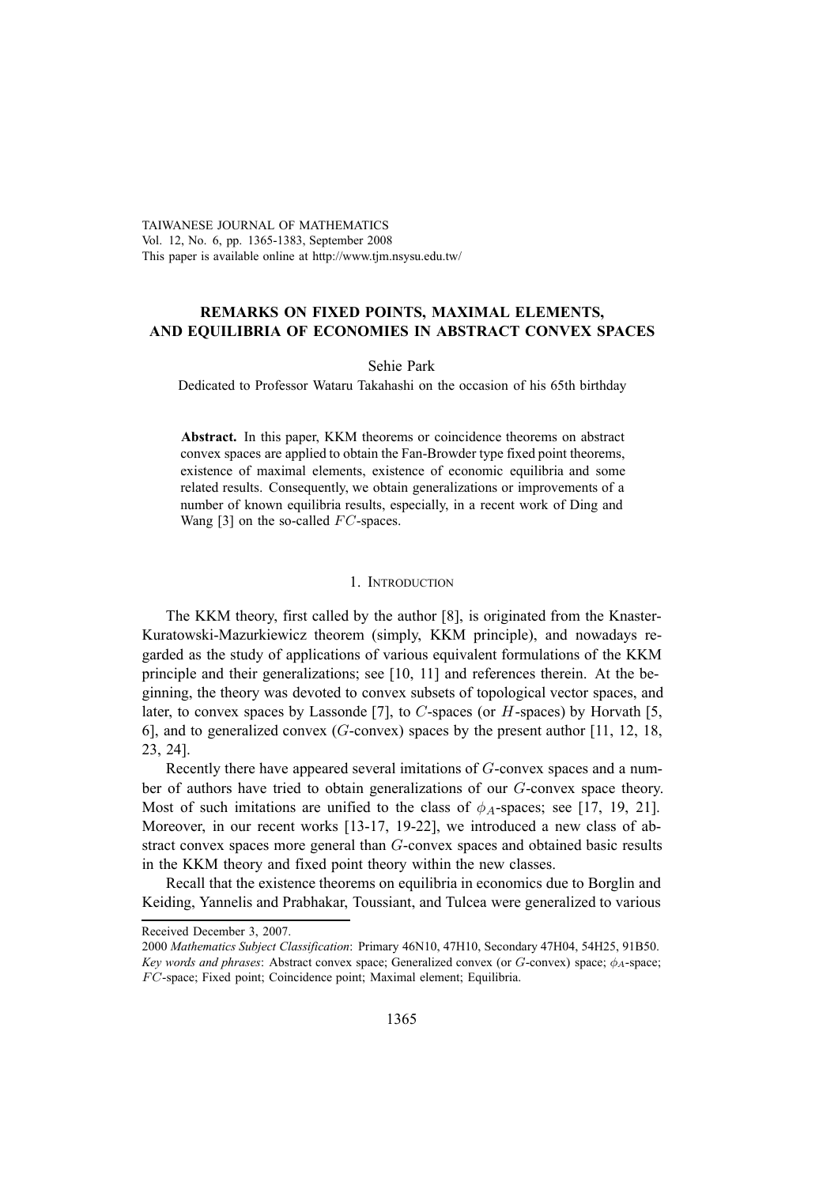# REMARKS ON FIXED POINTS, MAXIMAL ELEMENTS, AND EQUILIBRIA OF ECONOMIES IN ABSTRACT CONVEX SPACES

Sehie Park

Dedicated to Professor Wataru Takahashi on the occasion of his 65th birthday

**Abstract.** In this paper, KKM theorems or coincidence theorems on abstract convex spaces are applied to obtain the Fan-Browder type fixed point theorems, existence of maximal elements, existence of economic equilibria and some related results. Consequently, we obtain generalizations or improvements of a number of known equilibria results, especially, in a recent work of Ding and Wang [3] on the so-called $FC$-spaces.

## 1. Introduction

The KKM theory, first called by the author [8], is originated from the Knaster-Kuratowski-Mazurkiewicz theorem (simply, KKM principle), and nowadays regarded as the study of applications of various equivalent formulations of the KKM principle and their generalizations; see [10, 11] and references therein. At the beginning, the theory was devoted to convex subsets of topological vector spaces, and later, to convex spaces by Lassonde [7], to $C$-spaces (or $H$-spaces) by Horvath [5, 6], and to generalized convex ($G$-convex) spaces by the present author [11, 12, 18, 23, 24].

Recently there have appeared several imitations of $G$-convex spaces and a number of authors have tried to obtain generalizations of our $G$-convex space theory. Most of such imitations are unified to the class of $\phi_A$-spaces; see [17, 19, 21]. Moreover, in our recent works [13-17, 19-22], we introduced a new class of abstract convex spaces more general than $G$-convex spaces and obtained basic results in the KKM theory and fixed point theory within the new classes.

Recall that the existence theorems on equilibria in economics due to Borglin and Keiding, Yannelis and Prabhakar, Toussiant, and Tulcea were generalized to various

---

Received December 3, 2007.

2000 *Mathematics Subject Classification*: Primary 46N10, 47H10, Secondary 47H04, 54H25, 91B50.

*Key words and phrases*: Abstract convex space; Generalized convex (or $G$-convex) space; $\phi_A$-space; $FC$-space; Fixed point; Coincidence point; Maximal element; Equilibria.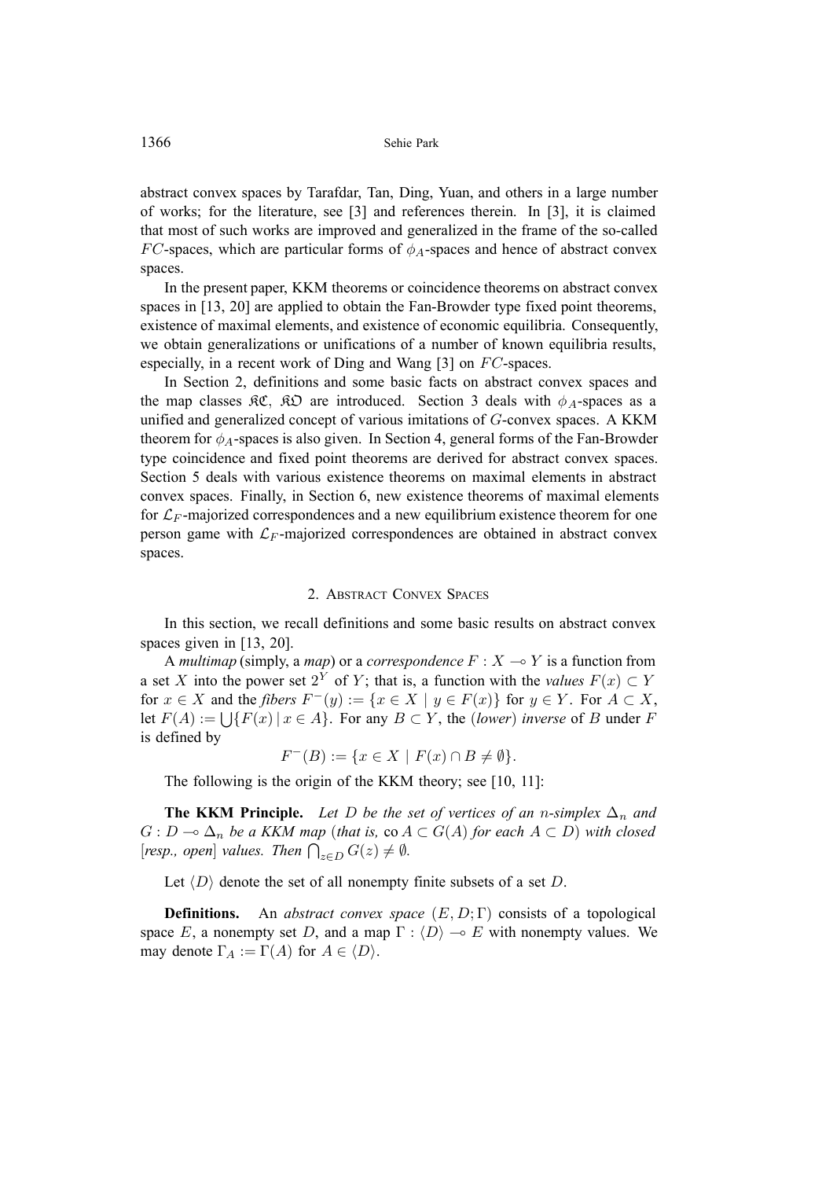abstract convex spaces by Tarafdar, Tan, Ding, Yuan, and others in a large number of works; for the literature, see [3] and references therein. In [3], it is claimed that most of such works are improved and generalized in the frame of the so-called $FC$-spaces, which are particular forms of $\phi_A$-spaces and hence of abstract convex spaces.

In the present paper, KKM theorems or coincidence theorems on abstract convex spaces in [13, 20] are applied to obtain the Fan-Browder type fixed point theorems, existence of maximal elements, and existence of economic equilibria. Consequently, we obtain generalizations or unifications of a number of known equilibria results, especially, in a recent work of Ding and Wang [3] on $FC$-spaces.

In Section 2, definitions and some basic facts on abstract convex spaces and the map classes $\mathfrak{KC}$, $\mathfrak{KO}$ are introduced. Section 3 deals with $\phi_A$-spaces as a unified and generalized concept of various imitations of $G$-convex spaces. A KKM theorem for $\phi_A$-spaces is also given. In Section 4, general forms of the Fan-Browder type coincidence and fixed point theorems are derived for abstract convex spaces. Section 5 deals with various existence theorems on maximal elements in abstract convex spaces. Finally, in Section 6, new existence theorems of maximal elements for $\mathcal{L}_F$-majorized correspondences and a new equilibrium existence theorem for one person game with $\mathcal{L}_F$-majorized correspondences are obtained in abstract convex spaces.

## 2. Abstract Convex Spaces

In this section, we recall definitions and some basic results on abstract convex spaces given in [13, 20].

A *multimap* (simply, a *map*) or a *correspondence* $F : X \multimap Y$ is a function from a set $X$ into the power set $2^Y$ of $Y$; that is, a function with the *values* $F(x) \subset Y$ for $x \in X$ and the *fibers* $F^-(y) := \{x \in X \mid y \in F(x)\}$ for $y \in Y$. For $A \subset X$, let $F(A) := \bigcup\{F(x) \mid x \in A\}$. For any $B \subset Y$, the (*lower*) *inverse* of $B$ under $F$ is defined by

$$F^-(B) := \{x \in X \mid F(x) \cap B \neq \emptyset\}.$$

The following is the origin of the KKM theory; see [10, 11]:

**The KKM Principle.** *Let $D$ be the set of vertices of an $n$-simplex $\Delta_n$ and $G : D \multimap \Delta_n$ be a KKM map (that is,* co $A \subset G(A)$ *for each $A \subset D$) with closed [resp., open] values. Then $\bigcap_{z \in D} G(z) \neq \emptyset$.*

Let $\langle D \rangle$ denote the set of all nonempty finite subsets of a set $D$.

**Definitions.** An *abstract convex space* $(E, D; \Gamma)$ consists of a topological space $E$, a nonempty set $D$, and a map $\Gamma : \langle D \rangle \multimap E$ with nonempty values. We may denote $\Gamma_A := \Gamma(A)$ for $A \in \langle D \rangle$.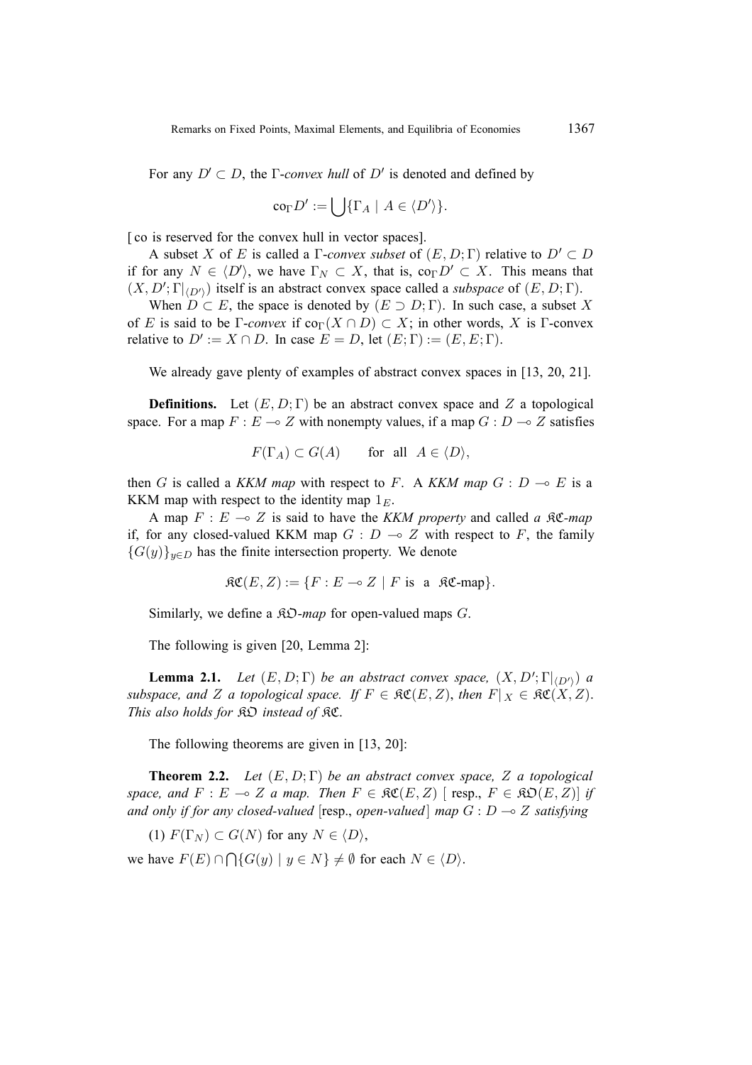For any $D' \subset D$, the $\Gamma$-*convex hull* of $D'$ is denoted and defined by

$$\mathrm{co}_\Gamma D' := \bigcup\{\Gamma_A \mid A \in \langle D' \rangle\}.$$

[ co is reserved for the convex hull in vector spaces].

A subset $X$ of $E$ is called a $\Gamma$-*convex subset* of $(E, D; \Gamma)$ relative to $D' \subset D$ if for any $N \in \langle D' \rangle$, we have $\Gamma_N \subset X$, that is, $\mathrm{co}_\Gamma D' \subset X$. This means that $(X, D'; \Gamma|_{\langle D' \rangle})$ itself is an abstract convex space called a *subspace* of $(E, D; \Gamma)$.

When $D \subset E$, the space is denoted by $(E \supset D; \Gamma)$. In such case, a subset $X$ of $E$ is said to be $\Gamma$-*convex* if $\mathrm{co}_\Gamma(X \cap D) \subset X$; in other words, $X$ is $\Gamma$-convex relative to $D' := X \cap D$. In case $E = D$, let $(E; \Gamma) := (E, E; \Gamma)$.

We already gave plenty of examples of abstract convex spaces in [13, 20, 21].

**Definitions.** Let $(E, D; \Gamma)$ be an abstract convex space and $Z$ a topological space. For a map $F : E \multimap Z$ with nonempty values, if a map $G : D \multimap Z$ satisfies

$$F(\Gamma_A) \subset G(A) \qquad \text{for all} \quad A \in \langle D \rangle,$$

then $G$ is called a *KKM map* with respect to $F$. A *KKM map* $G : D \multimap E$ is a KKM map with respect to the identity map $1_E$.

A map $F : E \multimap Z$ is said to have the *KKM property* and called *a* $\mathfrak{KC}$-*map* if, for any closed-valued KKM map $G : D \multimap Z$ with respect to $F$, the family $\{G(y)\}_{y \in D}$ has the finite intersection property. We denote

$$\mathfrak{KC}(E, Z) := \{F : E \multimap Z \mid F \text{ is a } \mathfrak{KC}\text{-map}\}.$$

Similarly, we define a $\mathfrak{KO}$-*map* for open-valued maps $G$.

The following is given [20, Lemma 2]:

**Lemma 2.1.** *Let* $(E, D; \Gamma)$ *be an abstract convex space,* $(X, D'; \Gamma|_{\langle D' \rangle})$ *a subspace, and* $Z$ *a topological space. If* $F \in \mathfrak{KC}(E, Z)$, *then* $F|_X \in \mathfrak{KC}(X, Z)$. *This also holds for* $\mathfrak{KO}$ *instead of* $\mathfrak{KC}$.

The following theorems are given in [13, 20]:

**Theorem 2.2.** *Let* $(E, D; \Gamma)$ *be an abstract convex space,* $Z$ *a topological space, and* $F : E \multimap Z$ *a map. Then* $F \in \mathfrak{KC}(E, Z)$ [ resp., $F \in \mathfrak{KO}(E, Z)$] *if and only if for any closed-valued* [resp., *open-valued*] *map* $G : D \multimap Z$ *satisfying*

(1) $F(\Gamma_N) \subset G(N)$ for any $N \in \langle D \rangle$,

we have $F(E) \cap \bigcap\{G(y) \mid y \in N\} \neq \emptyset$ for each $N \in \langle D \rangle$.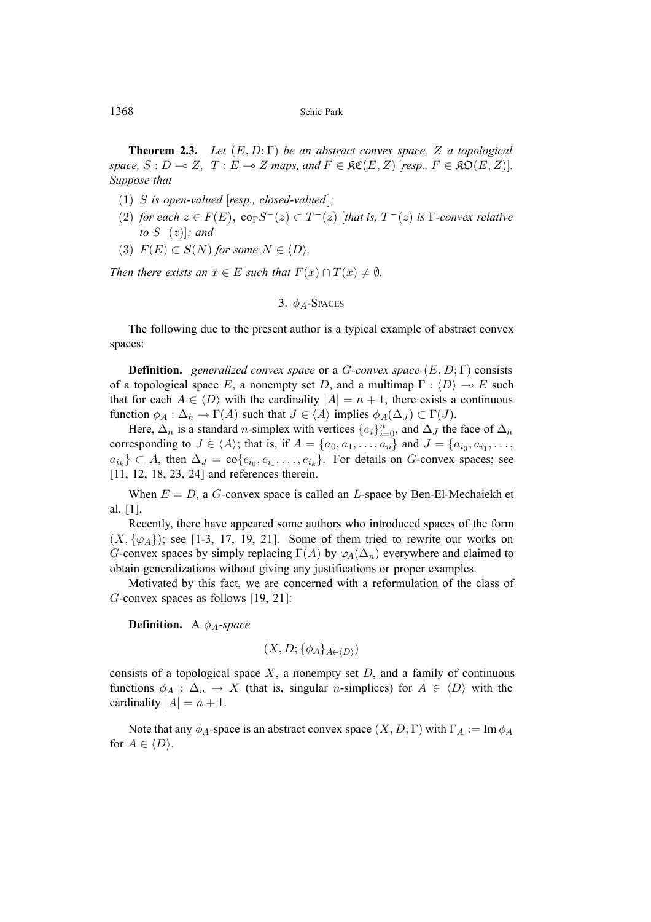**Theorem 2.3.** *Let $(E, D; \Gamma)$ be an abstract convex space, $Z$ a topological space, $S : D \multimap Z$, $T : E \multimap Z$ maps, and $F \in \mathfrak{KC}(E, Z)$ [resp., $F \in \mathfrak{KO}(E, Z)$]. Suppose that*

(1) *$S$ is open-valued [resp., closed-valued];*

(2) *for each $z \in F(E)$, $\mathrm{co}_\Gamma S^-(z) \subset T^-(z)$ [that is, $T^-(z)$ is $\Gamma$-convex relative to $S^-(z)$]; and*

(3) *$F(E) \subset S(N)$ for some $N \in \langle D \rangle$.*

*Then there exists an $\bar{x} \in E$ such that $F(\bar{x}) \cap T(\bar{x}) \neq \emptyset$.*

## 3. $\phi_A$-Spaces

The following due to the present author is a typical example of abstract convex spaces:

**Definition.** *generalized convex space* or a *G-convex space* $(E, D; \Gamma)$ consists of a topological space $E$, a nonempty set $D$, and a multimap $\Gamma : \langle D \rangle \multimap E$ such that for each $A \in \langle D \rangle$ with the cardinality $|A| = n + 1$, there exists a continuous function $\phi_A : \Delta_n \to \Gamma(A)$ such that $J \in \langle A \rangle$ implies $\phi_A(\Delta_J) \subset \Gamma(J)$.

Here, $\Delta_n$ is a standard $n$-simplex with vertices $\{e_i\}_{i=0}^n$, and $\Delta_J$ the face of $\Delta_n$ corresponding to $J \in \langle A \rangle$; that is, if $A = \{a_0, a_1, \ldots, a_n\}$ and $J = \{a_{i_0}, a_{i_1}, \ldots, a_{i_k}\} \subset A$, then $\Delta_J = \mathrm{co}\{e_{i_0}, e_{i_1}, \ldots, e_{i_k}\}$. For details on $G$-convex spaces; see [11, 12, 18, 23, 24] and references therein.

When $E = D$, a $G$-convex space is called an $L$-space by Ben-El-Mechaiekh et al. [1].

Recently, there have appeared some authors who introduced spaces of the form $(X, \{\varphi_A\})$; see [1-3, 17, 19, 21]. Some of them tried to rewrite our works on $G$-convex spaces by simply replacing $\Gamma(A)$ by $\varphi_A(\Delta_n)$ everywhere and claimed to obtain generalizations without giving any justifications or proper examples.

Motivated by this fact, we are concerned with a reformulation of the class of $G$-convex spaces as follows [19, 21]:

**Definition.** A *$\phi_A$-space*

$$(X, D; \{\phi_A\}_{A \in \langle D \rangle})$$

consists of a topological space $X$, a nonempty set $D$, and a family of continuous functions $\phi_A : \Delta_n \to X$ (that is, singular $n$-simplices) for $A \in \langle D \rangle$ with the cardinality $|A| = n + 1$.

Note that any $\phi_A$-space is an abstract convex space $(X, D; \Gamma)$ with $\Gamma_A := \mathrm{Im}\, \phi_A$ for $A \in \langle D \rangle$.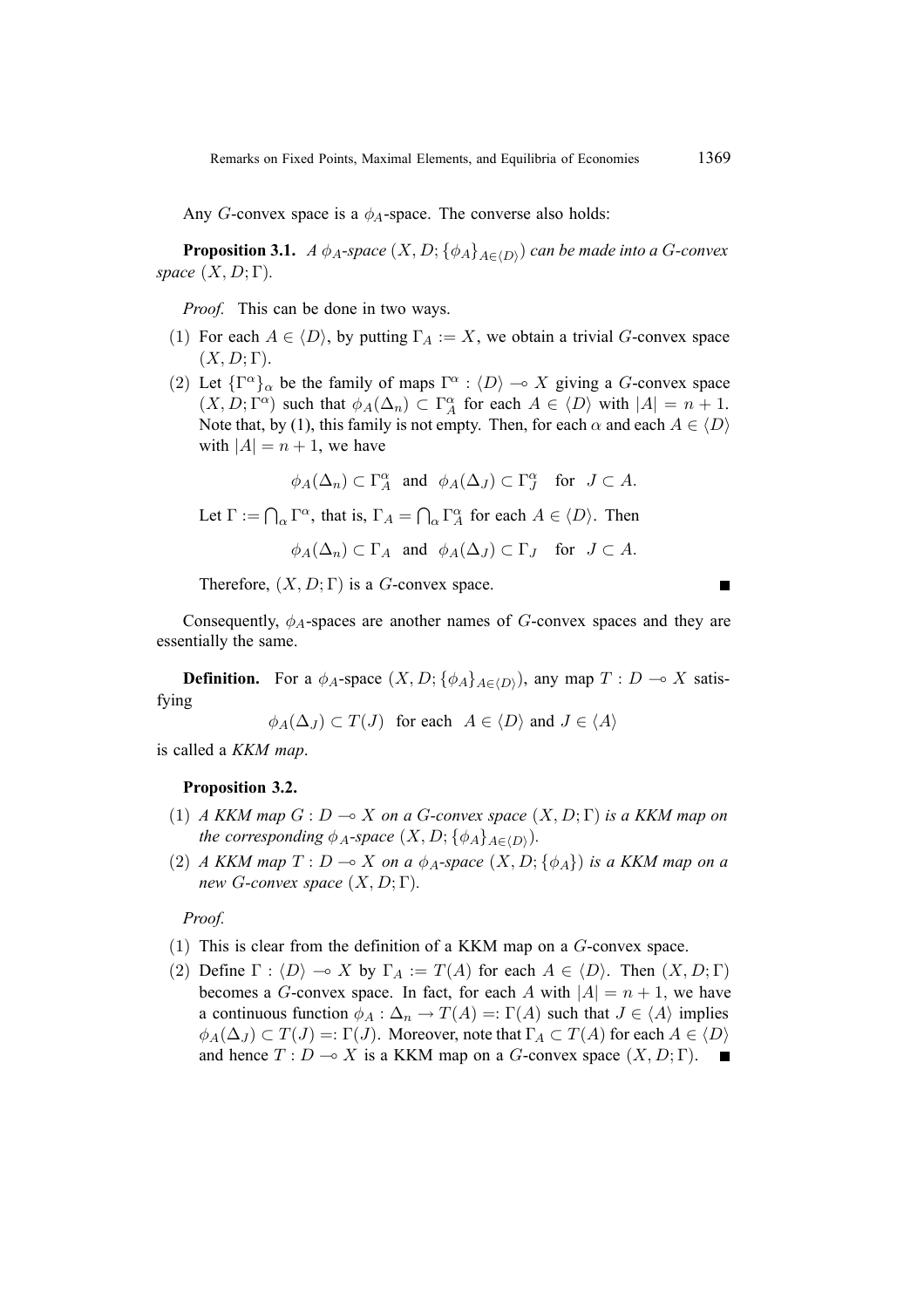Any $G$-convex space is a $\phi_A$-space. The converse also holds:

**Proposition 3.1.** *A $\phi_A$-space $(X, D; \{\phi_A\}_{A\in\langle D\rangle})$ can be made into a $G$-convex space $(X, D; \Gamma)$.*

*Proof.* This can be done in two ways.

(1) For each $A \in \langle D\rangle$, by putting $\Gamma_A := X$, we obtain a trivial $G$-convex space $(X, D; \Gamma)$.

(2) Let $\{\Gamma^\alpha\}_\alpha$ be the family of maps $\Gamma^\alpha : \langle D\rangle \multimap X$ giving a $G$-convex space $(X, D; \Gamma^\alpha)$ such that $\phi_A(\Delta_n) \subset \Gamma^\alpha_A$ for each $A \in \langle D\rangle$ with $|A| = n + 1$. Note that, by (1), this family is not empty. Then, for each $\alpha$ and each $A \in \langle D\rangle$ with $|A| = n + 1$, we have

$$\phi_A(\Delta_n) \subset \Gamma^\alpha_A \ \text{ and } \ \phi_A(\Delta_J) \subset \Gamma^\alpha_J \quad \text{for} \ \ J \subset A.$$

Let $\Gamma := \bigcap_\alpha \Gamma^\alpha$, that is, $\Gamma_A = \bigcap_\alpha \Gamma^\alpha_A$ for each $A \in \langle D\rangle$. Then

$$\phi_A(\Delta_n) \subset \Gamma_A \ \text{ and } \ \phi_A(\Delta_J) \subset \Gamma_J \quad \text{for} \ \ J \subset A.$$

Therefore, $(X, D; \Gamma)$ is a $G$-convex space. ■

Consequently, $\phi_A$-spaces are another names of $G$-convex spaces and they are essentially the same.

**Definition.** For a $\phi_A$-space $(X, D; \{\phi_A\}_{A\in\langle D\rangle})$, any map $T : D \multimap X$ satisfying

$$\phi_A(\Delta_J) \subset T(J) \ \text{ for each } \ A \in \langle D\rangle \text{ and } J \in \langle A\rangle$$

is called a *KKM map*.

**Proposition 3.2.**

(1) *A KKM map $G : D \multimap X$ on a $G$-convex space $(X, D; \Gamma)$ is a KKM map on the corresponding $\phi_A$-space $(X, D; \{\phi_A\}_{A\in\langle D\rangle})$.*

(2) *A KKM map $T : D \multimap X$ on a $\phi_A$-space $(X, D; \{\phi_A\})$ is a KKM map on a new $G$-convex space $(X, D; \Gamma)$.*

*Proof.*

(1) This is clear from the definition of a KKM map on a $G$-convex space.

(2) Define $\Gamma : \langle D\rangle \multimap X$ by $\Gamma_A := T(A)$ for each $A \in \langle D\rangle$. Then $(X, D; \Gamma)$ becomes a $G$-convex space. In fact, for each $A$ with $|A| = n + 1$, we have a continuous function $\phi_A : \Delta_n \to T(A) =: \Gamma(A)$ such that $J \in \langle A\rangle$ implies $\phi_A(\Delta_J) \subset T(J) =: \Gamma(J)$. Moreover, note that $\Gamma_A \subset T(A)$ for each $A \in \langle D\rangle$ and hence $T : D \multimap X$ is a KKM map on a $G$-convex space $(X, D; \Gamma)$. ■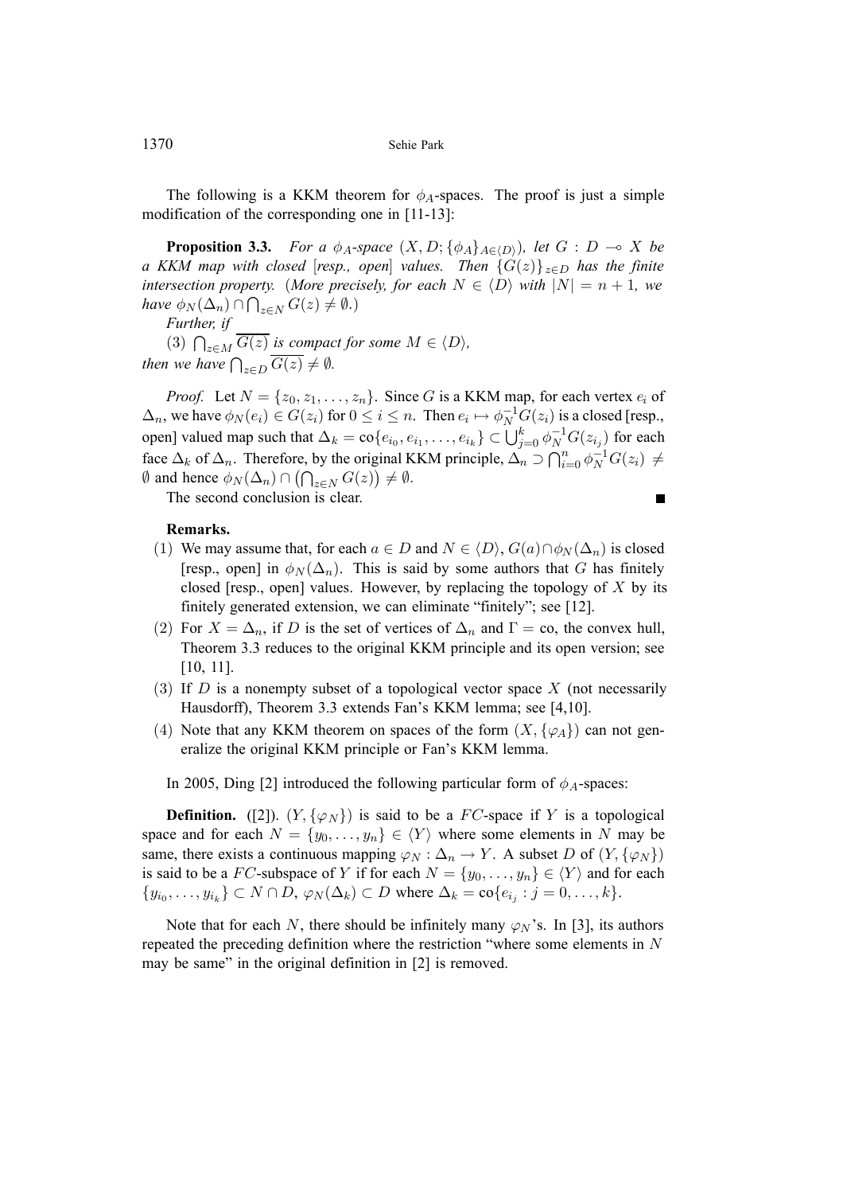The following is a KKM theorem for $\phi_A$-spaces. The proof is just a simple modification of the corresponding one in [11-13]:

**Proposition 3.3.** *For a $\phi_A$-space $(X, D; \{\phi_A\}_{A\in\langle D\rangle})$, let $G : D \multimap X$ be a KKM map with closed [resp., open] values. Then $\{G(z)\}_{z\in D}$ has the finite intersection property.* (*More precisely, for each $N \in \langle D\rangle$ with $|N| = n + 1$, we have $\phi_N(\Delta_n) \cap \bigcap_{z\in N} G(z) \neq \emptyset$.*)

*Further, if*

(3) $\bigcap_{z\in M} \overline{G(z)}$ *is compact for some $M \in \langle D\rangle$,*

*then we have $\bigcap_{z\in D} \overline{G(z)} \neq \emptyset$.*

*Proof.* Let $N = \{z_0, z_1, \ldots, z_n\}$. Since $G$ is a KKM map, for each vertex $e_i$ of $\Delta_n$, we have $\phi_N(e_i) \in G(z_i)$ for $0 \leq i \leq n$. Then $e_i \mapsto \phi_N^{-1}G(z_i)$ is a closed [resp., open] valued map such that $\Delta_k = \text{co}\{e_{i_0}, e_{i_1}, \ldots, e_{i_k}\} \subset \bigcup_{j=0}^{k} \phi_N^{-1}G(z_{i_j})$ for each face $\Delta_k$ of $\Delta_n$. Therefore, by the original KKM principle, $\Delta_n \supset \bigcap_{i=0}^{n} \phi_N^{-1}G(z_i) \neq \emptyset$ and hence $\phi_N(\Delta_n) \cap \left(\bigcap_{z\in N} G(z)\right) \neq \emptyset$.

The second conclusion is clear. ■

**Remarks.**

(1) We may assume that, for each $a \in D$ and $N \in \langle D\rangle$, $G(a) \cap \phi_N(\Delta_n)$ is closed [resp., open] in $\phi_N(\Delta_n)$. This is said by some authors that $G$ has finitely closed [resp., open] values. However, by replacing the topology of $X$ by its finitely generated extension, we can eliminate "finitely"; see [12].

(2) For $X = \Delta_n$, if $D$ is the set of vertices of $\Delta_n$ and $\Gamma = \text{co}$, the convex hull, Theorem 3.3 reduces to the original KKM principle and its open version; see [10, 11].

(3) If $D$ is a nonempty subset of a topological vector space $X$ (not necessarily Hausdorff), Theorem 3.3 extends Fan's KKM lemma; see [4,10].

(4) Note that any KKM theorem on spaces of the form $(X, \{\varphi_A\})$ can not generalize the original KKM principle or Fan's KKM lemma.

In 2005, Ding [2] introduced the following particular form of $\phi_A$-spaces:

**Definition.** ([2]). $(Y, \{\varphi_N\})$ is said to be a $FC$-space if $Y$ is a topological space and for each $N = \{y_0, \ldots, y_n\} \in \langle Y\rangle$ where some elements in $N$ may be same, there exists a continuous mapping $\varphi_N : \Delta_n \to Y$. A subset $D$ of $(Y, \{\varphi_N\})$ is said to be a $FC$-subspace of $Y$ if for each $N = \{y_0, \ldots, y_n\} \in \langle Y\rangle$ and for each $\{y_{i_0}, \ldots, y_{i_k}\} \subset N \cap D$, $\varphi_N(\Delta_k) \subset D$ where $\Delta_k = \text{co}\{e_{i_j} : j = 0, \ldots, k\}$.

Note that for each $N$, there should be infinitely many $\varphi_N$'s. In [3], its authors repeated the preceding definition where the restriction "where some elements in $N$ may be same" in the original definition in [2] is removed.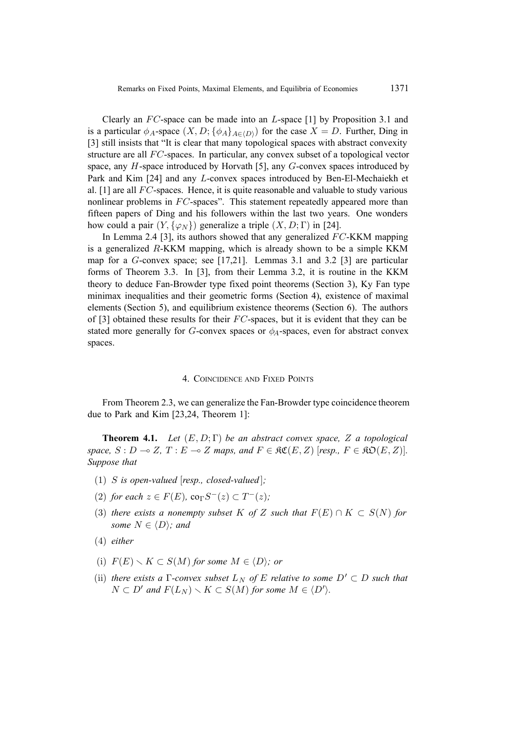Clearly an $FC$-space can be made into an $L$-space [1] by Proposition 3.1 and is a particular $\phi_A$-space $(X, D; \{\phi_A\}_{A \in \langle D \rangle})$ for the case $X = D$. Further, Ding in [3] still insists that "It is clear that many topological spaces with abstract convexity structure are all $FC$-spaces. In particular, any convex subset of a topological vector space, any $H$-space introduced by Horvath [5], any $G$-convex spaces introduced by Park and Kim [24] and any $L$-convex spaces introduced by Ben-El-Mechaiekh et al. [1] are all $FC$-spaces. Hence, it is quite reasonable and valuable to study various nonlinear problems in $FC$-spaces". This statement repeatedly appeared more than fifteen papers of Ding and his followers within the last two years. One wonders how could a pair $(Y, \{\varphi_N\})$ generalize a triple $(X, D; \Gamma)$ in [24].

In Lemma 2.4 [3], its authors showed that any generalized $FC$-KKM mapping is a generalized $R$-KKM mapping, which is already shown to be a simple KKM map for a $G$-convex space; see [17,21]. Lemmas 3.1 and 3.2 [3] are particular forms of Theorem 3.3. In [3], from their Lemma 3.2, it is routine in the KKM theory to deduce Fan-Browder type fixed point theorems (Section 3), Ky Fan type minimax inequalities and their geometric forms (Section 4), existence of maximal elements (Section 5), and equilibrium existence theorems (Section 6). The authors of [3] obtained these results for their $FC$-spaces, but it is evident that they can be stated more generally for $G$-convex spaces or $\phi_A$-spaces, even for abstract convex spaces.

## 4. Coincidence and Fixed Points

From Theorem 2.3, we can generalize the Fan-Browder type coincidence theorem due to Park and Kim [23,24, Theorem 1]:

**Theorem 4.1.** *Let $(E, D; \Gamma)$ be an abstract convex space, $Z$ a topological space, $S : D \multimap Z$, $T : E \multimap Z$ maps, and $F \in \mathfrak{KC}(E, Z)$ [resp., $F \in \mathfrak{KO}(E, Z)$]. Suppose that*

1. *$S$ is open-valued [resp., closed-valued];*
2. *for each $z \in F(E)$, $\mathrm{co}_\Gamma S^-(z) \subset T^-(z)$;*
3. *there exists a nonempty subset $K$ of $Z$ such that $F(E) \cap K \subset S(N)$ for some $N \in \langle D \rangle$; and*
4. *either*

 (i) *$F(E) \setminus K \subset S(M)$ for some $M \in \langle D \rangle$; or*

 (ii) *there exists a $\Gamma$-convex subset $L_N$ of $E$ relative to some $D' \subset D$ such that $N \subset D'$ and $F(L_N) \setminus K \subset S(M)$ for some $M \in \langle D' \rangle$.*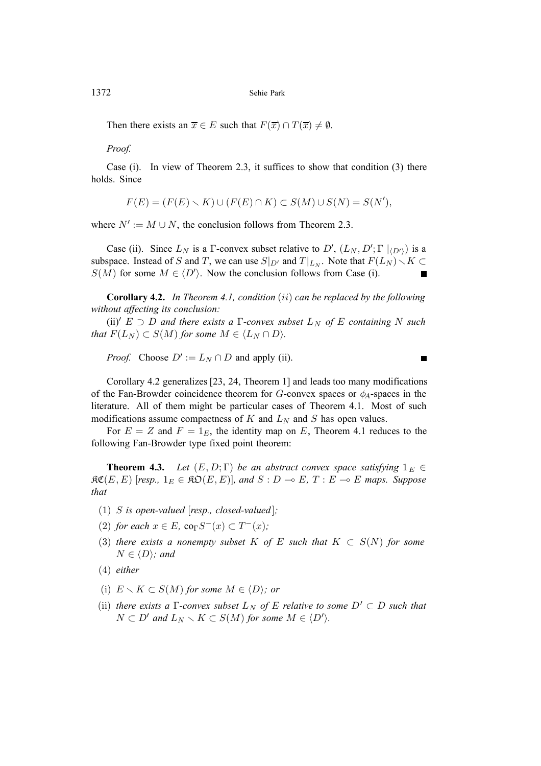Then there exists an $\overline{x} \in E$ such that $F(\overline{x}) \cap T(\overline{x}) \neq \emptyset$.

*Proof.*

Case (i). In view of Theorem 2.3, it suffices to show that condition (3) there holds. Since

$$F(E) = (F(E) \setminus K) \cup (F(E) \cap K) \subset S(M) \cup S(N) = S(N'),$$

where $N' := M \cup N$, the conclusion follows from Theorem 2.3.

Case (ii). Since $L_N$ is a $\Gamma$-convex subset relative to $D'$, $(L_N, D'; \Gamma\mid_{\langle D' \rangle})$ is a subspace. Instead of $S$ and $T$, we can use $S|_{D'}$ and $T|_{L_N}$. Note that $F(L_N) \setminus K \subset S(M)$ for some $M \in \langle D' \rangle$. Now the conclusion follows from Case (i). ∎

**Corollary 4.2.** *In Theorem 4.1, condition* $(ii)$ *can be replaced by the following without affecting its conclusion:*

(ii)$'$ *$E \supset D$ and there exists a $\Gamma$-convex subset $L_N$ of $E$ containing $N$ such that $F(L_N) \subset S(M)$ for some $M \in \langle L_N \cap D \rangle$.*

*Proof.* Choose $D' := L_N \cap D$ and apply (ii). ∎

Corollary 4.2 generalizes [23, 24, Theorem 1] and leads too many modifications of the Fan-Browder coincidence theorem for $G$-convex spaces or $\phi_A$-spaces in the literature. All of them might be particular cases of Theorem 4.1. Most of such modifications assume compactness of $K$ and $L_N$ and $S$ has open values.

For $E = Z$ and $F = 1_E$, the identity map on $E$, Theorem 4.1 reduces to the following Fan-Browder type fixed point theorem:

**Theorem 4.3.** *Let $(E, D; \Gamma)$ be an abstract convex space satisfying $1_E \in \mathfrak{KC}(E, E)$ [resp., $1_E \in \mathfrak{KO}(E, E)$], and $S : D \multimap E$, $T : E \multimap E$ maps. Suppose that*

1. *$S$ is open-valued [resp., closed-valued];*
2. *for each $x \in E$, $\mathrm{co}_\Gamma S^-(x) \subset T^-(x)$;*
3. *there exists a nonempty subset $K$ of $E$ such that $K \subset S(N)$ for some $N \in \langle D \rangle$; and*
4. *either*

 (i) *$E \setminus K \subset S(M)$ for some $M \in \langle D \rangle$; or*

 (ii) *there exists a $\Gamma$-convex subset $L_N$ of $E$ relative to some $D' \subset D$ such that $N \subset D'$ and $L_N \setminus K \subset S(M)$ for some $M \in \langle D' \rangle$.*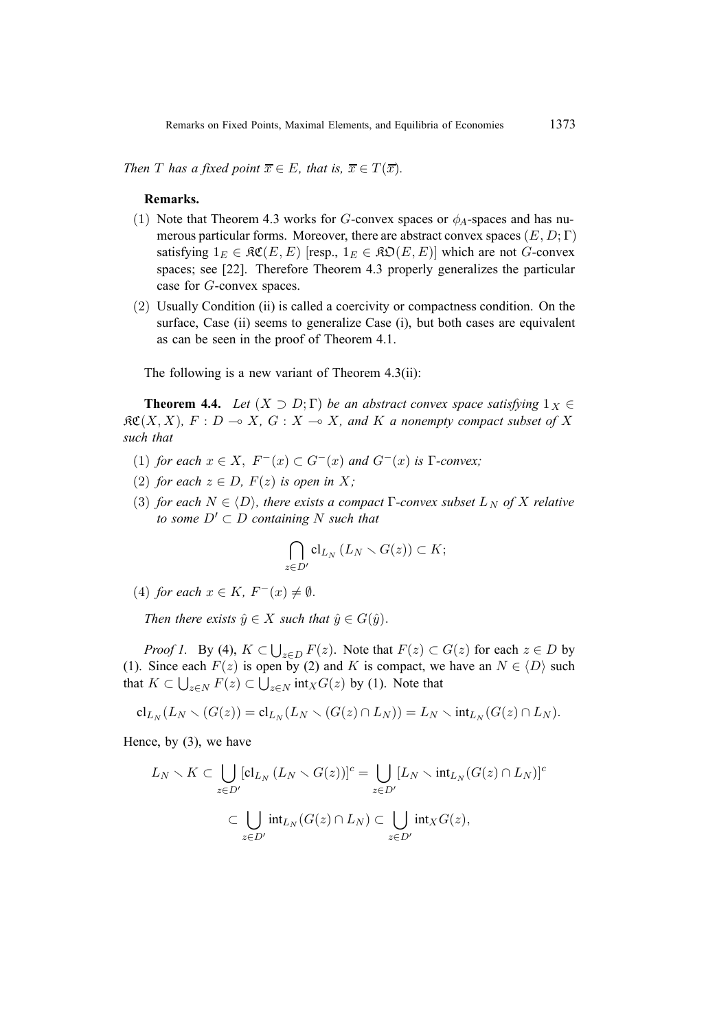*Then $T$ has a fixed point $\overline{x} \in E$, that is, $\overline{x} \in T(\overline{x})$.*

**Remarks.**

(1) Note that Theorem 4.3 works for $G$-convex spaces or $\phi_A$-spaces and has numerous particular forms. Moreover, there are abstract convex spaces $(E, D; \Gamma)$ satisfying $1_E \in \mathfrak{KC}(E, E)$ [resp., $1_E \in \mathfrak{KO}(E, E)$] which are not $G$-convex spaces; see [22]. Therefore Theorem 4.3 properly generalizes the particular case for $G$-convex spaces.

(2) Usually Condition (ii) is called a coercivity or compactness condition. On the surface, Case (ii) seems to generalize Case (i), but both cases are equivalent as can be seen in the proof of Theorem 4.1.

The following is a new variant of Theorem 4.3(ii):

**Theorem 4.4.** *Let $(X \supset D; \Gamma)$ be an abstract convex space satisfying $1_X \in \mathfrak{KC}(X, X)$, $F : D \multimap X$, $G : X \multimap X$, and $K$ a nonempty compact subset of $X$ such that*

(1) *for each $x \in X$, $F^-(x) \subset G^-(x)$ and $G^-(x)$ is $\Gamma$-convex;*

(2) *for each $z \in D$, $F(z)$ is open in $X$;*

(3) *for each $N \in \langle D \rangle$, there exists a compact $\Gamma$-convex subset $L_N$ of $X$ relative to some $D' \subset D$ containing $N$ such that*

$$\bigcap_{z \in D'} \mathrm{cl}_{L_N} (L_N \setminus G(z)) \subset K;$$

(4) *for each $x \in K$, $F^-(x) \neq \emptyset$.*

*Then there exists $\hat{y} \in X$ such that $\hat{y} \in G(\hat{y})$.*

*Proof 1.* By (4), $K \subset \bigcup_{z \in D} F(z)$. Note that $F(z) \subset G(z)$ for each $z \in D$ by (1). Since each $F(z)$ is open by (2) and $K$ is compact, we have an $N \in \langle D \rangle$ such that $K \subset \bigcup_{z \in N} F(z) \subset \bigcup_{z \in N} \mathrm{int}_X G(z)$ by (1). Note that

$$\mathrm{cl}_{L_N}(L_N \setminus (G(z)) = \mathrm{cl}_{L_N}(L_N \setminus (G(z) \cap L_N)) = L_N \setminus \mathrm{int}_{L_N}(G(z) \cap L_N).$$

Hence, by (3), we have

$$L_N \setminus K \subset \bigcup_{z \in D'} [\mathrm{cl}_{L_N} (L_N \setminus G(z))]^c = \bigcup_{z \in D'} [L_N \setminus \mathrm{int}_{L_N}(G(z) \cap L_N)]^c$$

$$\subset \bigcup_{z \in D'} \mathrm{int}_{L_N}(G(z) \cap L_N) \subset \bigcup_{z \in D'} \mathrm{int}_X G(z),$$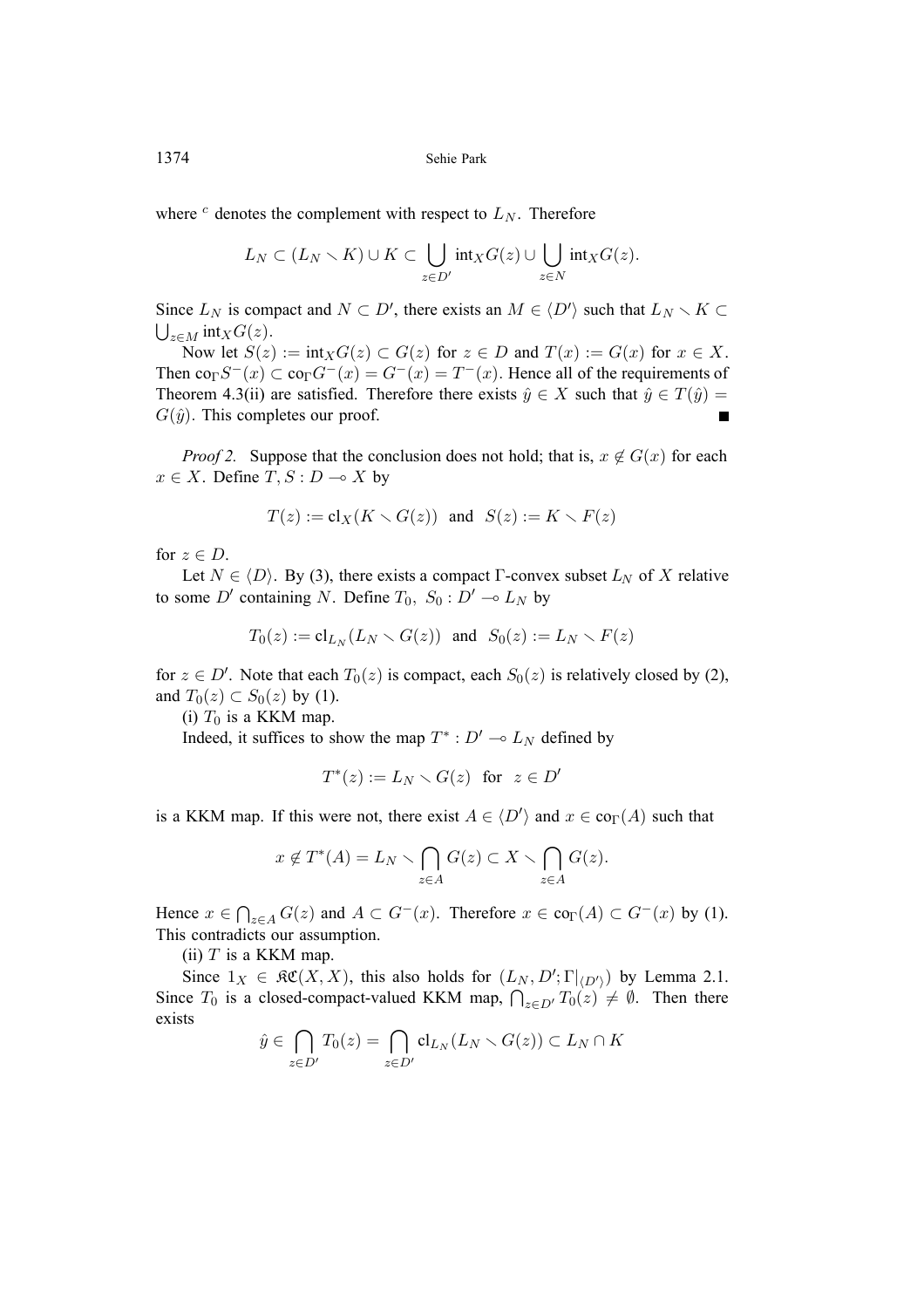where $^c$ denotes the complement with respect to $L_N$. Therefore

$$L_N \subset (L_N \setminus K) \cup K \subset \bigcup_{z \in D'} \text{int}_X G(z) \cup \bigcup_{z \in N} \text{int}_X G(z).$$

Since $L_N$ is compact and $N \subset D'$, there exists an $M \in \langle D' \rangle$ such that $L_N \setminus K \subset \bigcup_{z \in M} \text{int}_X G(z)$.

Now let $S(z) := \text{int}_X G(z) \subset G(z)$ for $z \in D$ and $T(x) := G(x)$ for $x \in X$. Then $\text{co}_\Gamma S^-(x) \subset \text{co}_\Gamma G^-(x) = G^-(x) = T^-(x)$. Hence all of the requirements of Theorem 4.3(ii) are satisfied. Therefore there exists $\hat{y} \in X$ such that $\hat{y} \in T(\hat{y}) = G(\hat{y})$. This completes our proof. ■

*Proof 2.* Suppose that the conclusion does not hold; that is, $x \notin G(x)$ for each $x \in X$. Define $T, S : D \multimap X$ by

$$T(z) := \text{cl}_X(K \setminus G(z)) \quad \text{and} \quad S(z) := K \setminus F(z)$$

for $z \in D$.

Let $N \in \langle D \rangle$. By (3), there exists a compact $\Gamma$-convex subset $L_N$ of $X$ relative to some $D'$ containing $N$. Define $T_0, \ S_0 : D' \multimap L_N$ by

$$T_0(z) := \text{cl}_{L_N}(L_N \setminus G(z)) \quad \text{and} \quad S_0(z) := L_N \setminus F(z)$$

for $z \in D'$. Note that each $T_0(z)$ is compact, each $S_0(z)$ is relatively closed by (2), and $T_0(z) \subset S_0(z)$ by (1).

(i) $T_0$ is a KKM map.

Indeed, it suffices to show the map $T^* : D' \multimap L_N$ defined by

$$T^*(z) := L_N \setminus G(z) \quad \text{for} \quad z \in D'$$

is a KKM map. If this were not, there exist $A \in \langle D' \rangle$ and $x \in \text{co}_\Gamma(A)$ such that

$$x \notin T^*(A) = L_N \setminus \bigcap_{z \in A} G(z) \subset X \setminus \bigcap_{z \in A} G(z).$$

Hence $x \in \bigcap_{z \in A} G(z)$ and $A \subset G^-(x)$. Therefore $x \in \text{co}_\Gamma(A) \subset G^-(x)$ by (1). This contradicts our assumption.

(ii) $T$ is a KKM map.

Since $1_X \in \mathfrak{KC}(X, X)$, this also holds for $(L_N, D'; \Gamma|_{\langle D' \rangle})$ by Lemma 2.1. Since $T_0$ is a closed-compact-valued KKM map, $\bigcap_{z \in D'} T_0(z) \neq \emptyset$. Then there exists

$$\hat{y} \in \bigcap_{z \in D'} T_0(z) = \bigcap_{z \in D'} \text{cl}_{L_N}(L_N \setminus G(z)) \subset L_N \cap K$$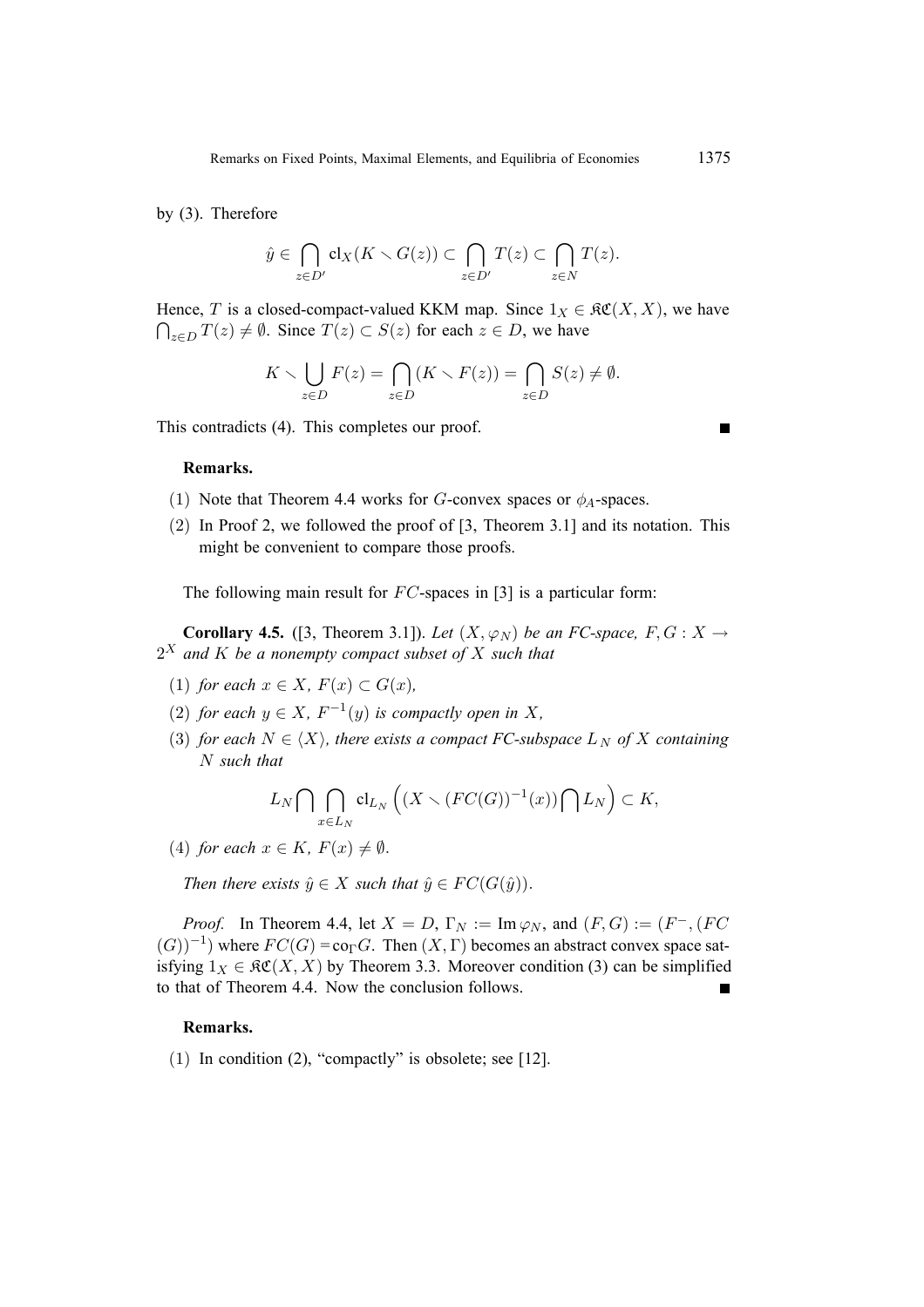by (3). Therefore

$$\hat{y} \in \bigcap_{z \in D'} \mathrm{cl}_X (K \smallsetminus G(z)) \subset \bigcap_{z \in D'} T(z) \subset \bigcap_{z \in N} T(z).$$

Hence, $T$ is a closed-compact-valued KKM map. Since $1_X \in \mathfrak{KC}(X, X)$, we have $\bigcap_{z \in D} T(z) \neq \emptyset$. Since $T(z) \subset S(z)$ for each $z \in D$, we have

$$K \smallsetminus \bigcup_{z \in D} F(z) = \bigcap_{z \in D} (K \smallsetminus F(z)) = \bigcap_{z \in D} S(z) \neq \emptyset.$$

This contradicts (4). This completes our proof. ∎

**Remarks.**

(1) Note that Theorem 4.4 works for $G$-convex spaces or $\phi_A$-spaces.

(2) In Proof 2, we followed the proof of [3, Theorem 3.1] and its notation. This might be convenient to compare those proofs.

The following main result for $FC$-spaces in [3] is a particular form:

**Corollary 4.5.** ([3, Theorem 3.1]). *Let $(X, \varphi_N)$ be an FC-space, $F, G : X \to 2^X$ and $K$ be a nonempty compact subset of $X$ such that*

(1) *for each $x \in X$, $F(x) \subset G(x)$,*

(2) *for each $y \in X$, $F^{-1}(y)$ is compactly open in $X$,*

(3) *for each $N \in \langle X \rangle$, there exists a compact FC-subspace $L_N$ of $X$ containing $N$ such that*

$$L_N \bigcap \bigcap_{x \in L_N} \mathrm{cl}_{L_N} \Big( (X \smallsetminus (FC(G))^{-1}(x)) \bigcap L_N \Big) \subset K,$$

(4) *for each $x \in K$, $F(x) \neq \emptyset$.*

*Then there exists $\hat{y} \in X$ such that $\hat{y} \in FC(G(\hat{y}))$.*

*Proof.* In Theorem 4.4, let $X = D$, $\Gamma_N := \mathrm{Im}\, \varphi_N$, and $(F, G) := (F^-, (FC(G))^{-1})$ where $FC(G) = \mathrm{co}_\Gamma G$. Then $(X, \Gamma)$ becomes an abstract convex space satisfying $1_X \in \mathfrak{KC}(X, X)$ by Theorem 3.3. Moreover condition (3) can be simplified to that of Theorem 4.4. Now the conclusion follows. ∎

**Remarks.**

(1) In condition (2), "compactly" is obsolete; see [12].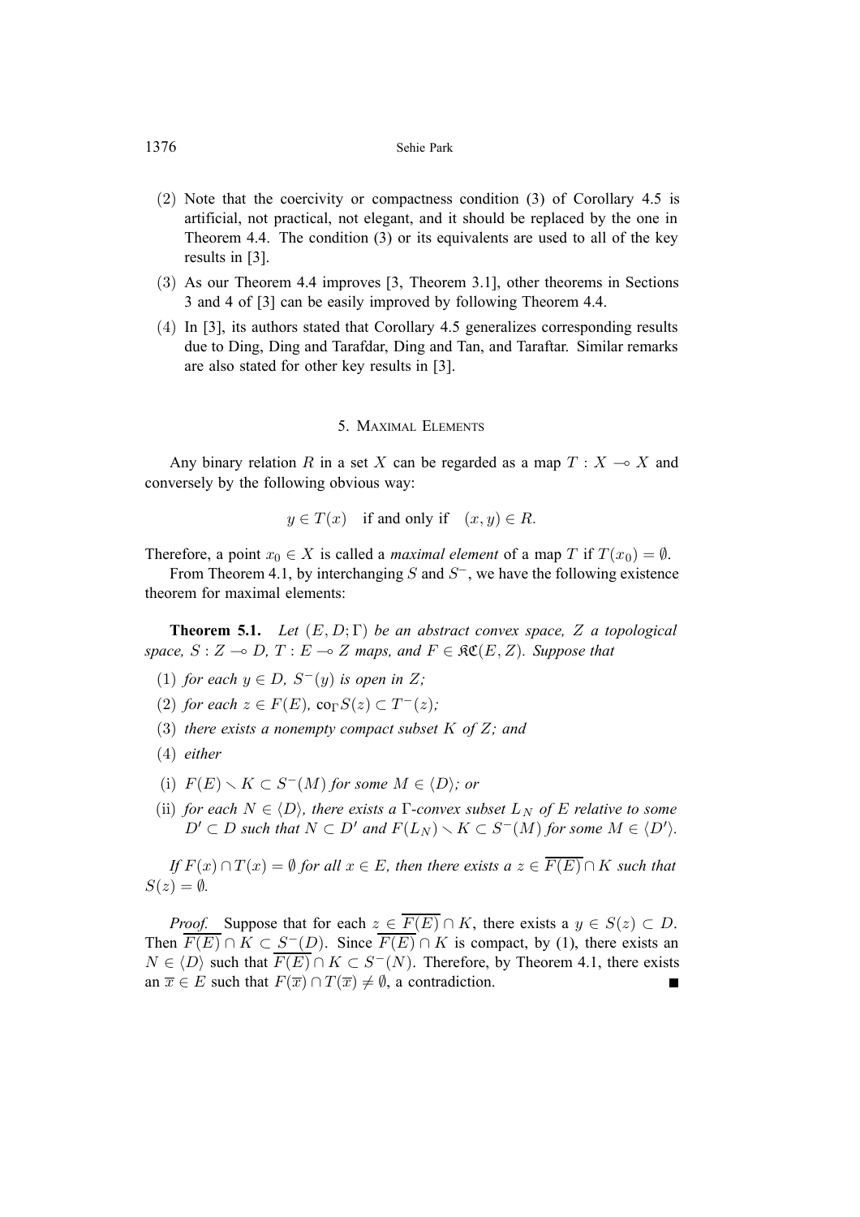(2) Note that the coercivity or compactness condition (3) of Corollary 4.5 is artificial, not practical, not elegant, and it should be replaced by the one in Theorem 4.4. The condition (3) or its equivalents are used to all of the key results in [3].

(3) As our Theorem 4.4 improves [3, Theorem 3.1], other theorems in Sections 3 and 4 of [3] can be easily improved by following Theorem 4.4.

(4) In [3], its authors stated that Corollary 4.5 generalizes corresponding results due to Ding, Ding and Tarafdar, Ding and Tan, and Taraftar. Similar remarks are also stated for other key results in [3].

## 5. Maximal Elements

Any binary relation $R$ in a set $X$ can be regarded as a map $T : X \multimap X$ and conversely by the following obvious way:

$$y \in T(x) \quad \text{if and only if} \quad (x, y) \in R.$$

Therefore, a point $x_0 \in X$ is called a *maximal element* of a map $T$ if $T(x_0) = \emptyset$.

From Theorem 4.1, by interchanging $S$ and $S^-$, we have the following existence theorem for maximal elements:

**Theorem 5.1.** *Let $(E, D; \Gamma)$ be an abstract convex space, $Z$ a topological space, $S : Z \multimap D$, $T : E \multimap Z$ maps, and $F \in \mathfrak{KC}(E, Z)$. Suppose that*

(1) *for each $y \in D$, $S^-(y)$ is open in $Z$;*

(2) *for each $z \in F(E)$, $\mathrm{co}_\Gamma S(z) \subset T^-(z)$;*

(3) *there exists a nonempty compact subset $K$ of $Z$; and*

(4) *either*

(i) *$F(E) \setminus K \subset S^-(M)$ for some $M \in \langle D \rangle$; or*

(ii) *for each $N \in \langle D \rangle$, there exists a $\Gamma$-convex subset $L_N$ of $E$ relative to some $D' \subset D$ such that $N \subset D'$ and $F(L_N) \setminus K \subset S^-(M)$ for some $M \in \langle D' \rangle$.*

*If $F(x) \cap T(x) = \emptyset$ for all $x \in E$, then there exists a $z \in \overline{F(E)} \cap K$ such that $S(z) = \emptyset$.*

*Proof.* Suppose that for each $z \in \overline{F(E)} \cap K$, there exists a $y \in S(z) \subset D$. Then $\overline{F(E)} \cap K \subset S^-(D)$. Since $\overline{F(E)} \cap K$ is compact, by (1), there exists an $N \in \langle D \rangle$ such that $\overline{F(E)} \cap K \subset S^-(N)$. Therefore, by Theorem 4.1, there exists an $\overline{x} \in E$ such that $F(\overline{x}) \cap T(\overline{x}) \neq \emptyset$, a contradiction. ∎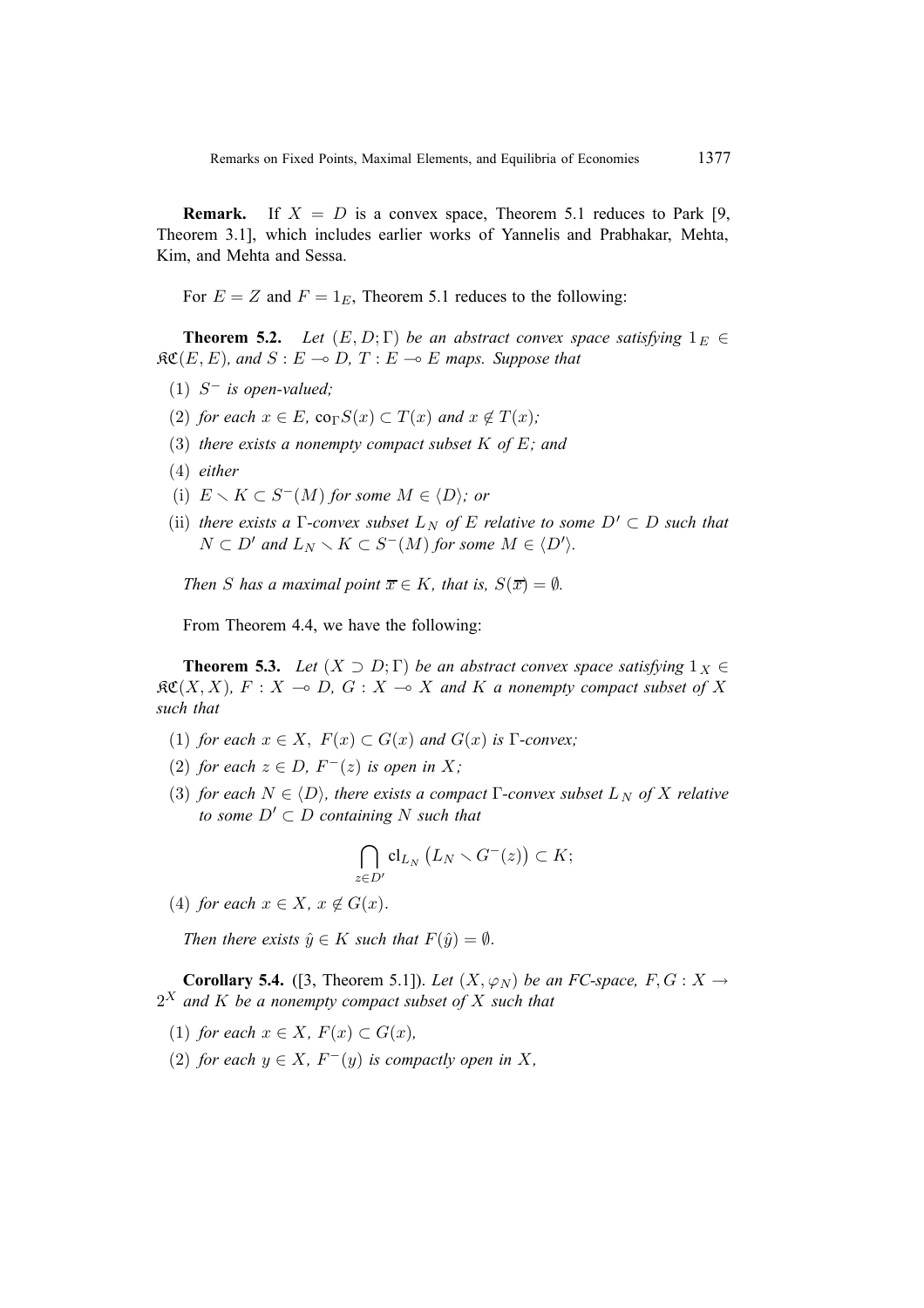**Remark.** If $X = D$ is a convex space, Theorem 5.1 reduces to Park [9, Theorem 3.1], which includes earlier works of Yannelis and Prabhakar, Mehta, Kim, and Mehta and Sessa.

For $E = Z$ and $F = 1_E$, Theorem 5.1 reduces to the following:

**Theorem 5.2.** *Let $(E, D; \Gamma)$ be an abstract convex space satisfying $1_E \in \mathfrak{KC}(E, E)$, and $S : E \multimap D$, $T : E \multimap E$ maps. Suppose that*

(1) *$S^-$ is open-valued;*

(2) *for each $x \in E$, $\text{co}_\Gamma S(x) \subset T(x)$ and $x \notin T(x)$;*

(3) *there exists a nonempty compact subset $K$ of $E$; and*

(4) *either*

(i) *$E \setminus K \subset S^-(M)$ for some $M \in \langle D \rangle$; or*

(ii) *there exists a $\Gamma$-convex subset $L_N$ of $E$ relative to some $D' \subset D$ such that $N \subset D'$ and $L_N \setminus K \subset S^-(M)$ for some $M \in \langle D' \rangle$.*

*Then $S$ has a maximal point $\overline{x} \in K$, that is, $S(\overline{x}) = \emptyset$.*

From Theorem 4.4, we have the following:

**Theorem 5.3.** *Let $(X \supset D; \Gamma)$ be an abstract convex space satisfying $1_X \in \mathfrak{KC}(X, X)$, $F : X \multimap D$, $G : X \multimap X$ and $K$ a nonempty compact subset of $X$ such that*

(1) *for each $x \in X$, $F(x) \subset G(x)$ and $G(x)$ is $\Gamma$-convex;*

(2) *for each $z \in D$, $F^-(z)$ is open in $X$;*

(3) *for each $N \in \langle D \rangle$, there exists a compact $\Gamma$-convex subset $L_N$ of $X$ relative to some $D' \subset D$ containing $N$ such that*

$$\bigcap_{z \in D'} \text{cl}_{L_N} \left( L_N \setminus G^-(z) \right) \subset K;$$

(4) *for each $x \in X$, $x \notin G(x)$.*

*Then there exists $\hat{y} \in K$ such that $F(\hat{y}) = \emptyset$.*

**Corollary 5.4.** ([3, Theorem 5.1]). *Let $(X, \varphi_N)$ be an FC-space, $F, G : X \to 2^X$ and $K$ be a nonempty compact subset of $X$ such that*

(1) *for each $x \in X$, $F(x) \subset G(x)$,*

(2) *for each $y \in X$, $F^-(y)$ is compactly open in $X$,*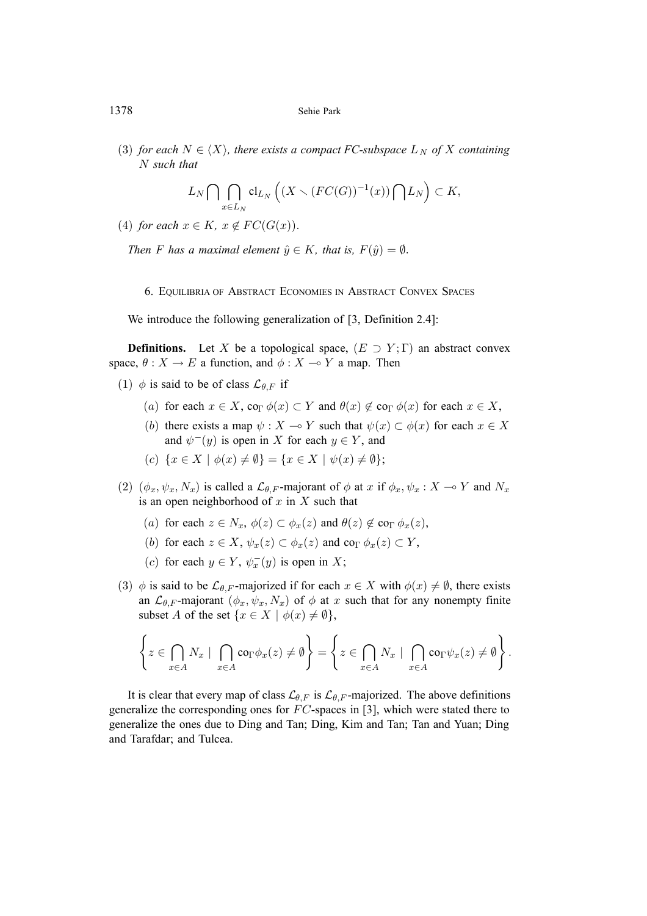(3) *for each $N \in \langle X \rangle$, there exists a compact FC-subspace $L_N$ of $X$ containing $N$ such that*

$$L_N \bigcap \bigcap_{x \in L_N} \mathrm{cl}_{L_N} \Big( (X \setminus (FC(G))^{-1}(x)) \bigcap L_N \Big) \subset K,$$

(4) *for each $x \in K$, $x \notin FC(G(x))$.*

*Then $F$ has a maximal element $\hat{y} \in K$, that is, $F(\hat{y}) = \emptyset$.*

## 6. Equilibria of Abstract Economies in Abstract Convex Spaces

We introduce the following generalization of [3, Definition 2.4]:

**Definitions.** Let $X$ be a topological space, $(E \supset Y; \Gamma)$ an abstract convex space, $\theta : X \to E$ a function, and $\phi : X \multimap Y$ a map. Then

(1) $\phi$ is said to be of class $\mathcal{L}_{\theta,F}$ if

- ($a$) for each $x \in X$, $\mathrm{co}_\Gamma\, \phi(x) \subset Y$ and $\theta(x) \notin \mathrm{co}_\Gamma\, \phi(x)$ for each $x \in X$,
- ($b$) there exists a map $\psi : X \multimap Y$ such that $\psi(x) \subset \phi(x)$ for each $x \in X$ and $\psi^-(y)$ is open in $X$ for each $y \in Y$, and
- ($c$) $\{x \in X \mid \phi(x) \neq \emptyset\} = \{x \in X \mid \psi(x) \neq \emptyset\}$;

(2) $(\phi_x, \psi_x, N_x)$ is called a $\mathcal{L}_{\theta,F}$-majorant of $\phi$ at $x$ if $\phi_x, \psi_x : X \multimap Y$ and $N_x$ is an open neighborhood of $x$ in $X$ such that

- ($a$) for each $z \in N_x$, $\phi(z) \subset \phi_x(z)$ and $\theta(z) \notin \mathrm{co}_\Gamma\, \phi_x(z)$,
- ($b$) for each $z \in X$, $\psi_x(z) \subset \phi_x(z)$ and $\mathrm{co}_\Gamma\, \phi_x(z) \subset Y$,
- ($c$) for each $y \in Y$, $\psi_x^-(y)$ is open in $X$;

(3) $\phi$ is said to be $\mathcal{L}_{\theta,F}$-majorized if for each $x \in X$ with $\phi(x) \neq \emptyset$, there exists an $\mathcal{L}_{\theta,F}$-majorant $(\phi_x, \psi_x, N_x)$ of $\phi$ at $x$ such that for any nonempty finite subset $A$ of the set $\{x \in X \mid \phi(x) \neq \emptyset\}$,

$$\left\{ z \in \bigcap_{x \in A} N_x \mid \bigcap_{x \in A} \mathrm{co}_\Gamma \phi_x(z) \neq \emptyset \right\} = \left\{ z \in \bigcap_{x \in A} N_x \mid \bigcap_{x \in A} \mathrm{co}_\Gamma \psi_x(z) \neq \emptyset \right\}.$$

It is clear that every map of class $\mathcal{L}_{\theta,F}$ is $\mathcal{L}_{\theta,F}$-majorized. The above definitions generalize the corresponding ones for $FC$-spaces in [3], which were stated there to generalize the ones due to Ding and Tan; Ding, Kim and Tan; Tan and Yuan; Ding and Tarafdar; and Tulcea.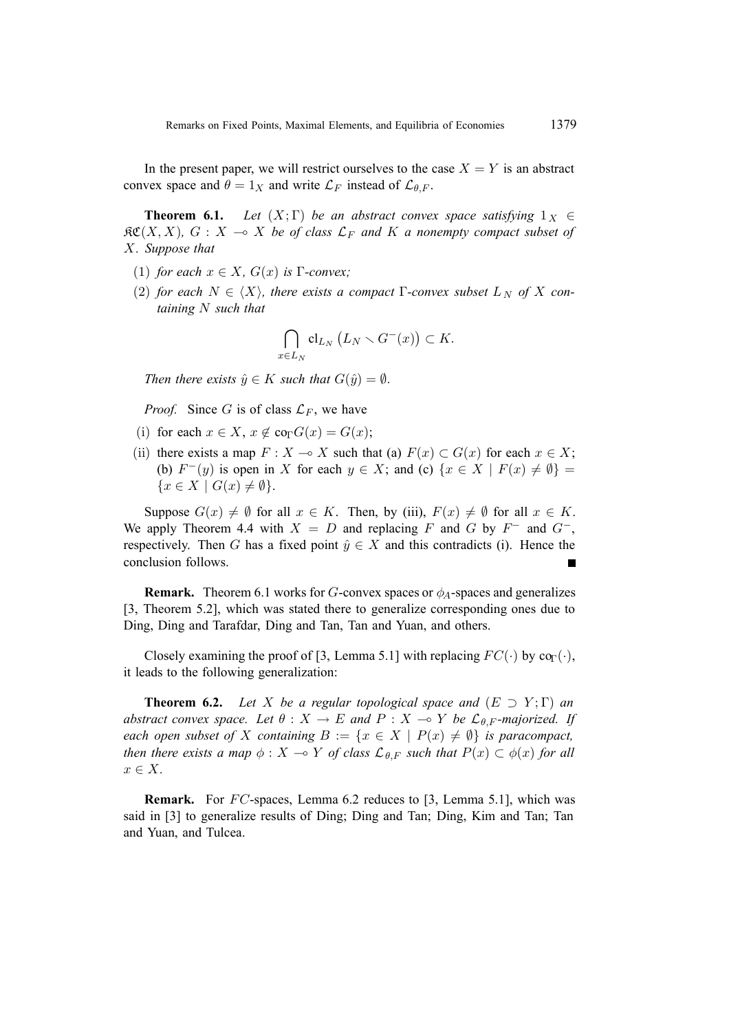In the present paper, we will restrict ourselves to the case $X = Y$ is an abstract convex space and $\theta = 1_X$ and write $\mathcal{L}_F$ instead of $\mathcal{L}_{\theta,F}$.

**Theorem 6.1.** *Let $(X;\Gamma)$ be an abstract convex space satisfying $1_X \in \mathfrak{KC}(X,X)$, $G : X \multimap X$ be of class $\mathcal{L}_F$ and $K$ a nonempty compact subset of $X$. Suppose that*

(1) *for each $x \in X$, $G(x)$ is $\Gamma$-convex;*

(2) *for each $N \in \langle X \rangle$, there exists a compact $\Gamma$-convex subset $L_N$ of $X$ containing $N$ such that*

$$\bigcap_{x \in L_N} \mathrm{cl}_{L_N} \left( L_N \setminus G^-(x) \right) \subset K.$$

*Then there exists $\hat{y} \in K$ such that $G(\hat{y}) = \emptyset$.*

*Proof.* Since $G$ is of class $\mathcal{L}_F$, we have

(i) for each $x \in X$, $x \notin \mathrm{co}_\Gamma G(x) = G(x)$;

(ii) there exists a map $F : X \multimap X$ such that (a) $F(x) \subset G(x)$ for each $x \in X$; (b) $F^-(y)$ is open in $X$ for each $y \in X$; and (c) $\{x \in X \mid F(x) \neq \emptyset\} = \{x \in X \mid G(x) \neq \emptyset\}$.

Suppose $G(x) \neq \emptyset$ for all $x \in K$. Then, by (iii), $F(x) \neq \emptyset$ for all $x \in K$. We apply Theorem 4.4 with $X = D$ and replacing $F$ and $G$ by $F^-$ and $G^-$, respectively. Then $G$ has a fixed point $\hat{y} \in X$ and this contradicts (i). Hence the conclusion follows. ∎

**Remark.** Theorem 6.1 works for $G$-convex spaces or $\phi_A$-spaces and generalizes [3, Theorem 5.2], which was stated there to generalize corresponding ones due to Ding, Ding and Tarafdar, Ding and Tan, Tan and Yuan, and others.

Closely examining the proof of [3, Lemma 5.1] with replacing $FC(\cdot)$ by $\mathrm{co}_\Gamma(\cdot)$, it leads to the following generalization:

**Theorem 6.2.** *Let $X$ be a regular topological space and $(E \supset Y;\Gamma)$ an abstract convex space. Let $\theta : X \to E$ and $P : X \multimap Y$ be $\mathcal{L}_{\theta,F}$-majorized. If each open subset of $X$ containing $B := \{x \in X \mid P(x) \neq \emptyset\}$ is paracompact, then there exists a map $\phi : X \multimap Y$ of class $\mathcal{L}_{\theta,F}$ such that $P(x) \subset \phi(x)$ for all $x \in X$.*

**Remark.** For $FC$-spaces, Lemma 6.2 reduces to [3, Lemma 5.1], which was said in [3] to generalize results of Ding; Ding and Tan; Ding, Kim and Tan; Tan and Yuan, and Tulcea.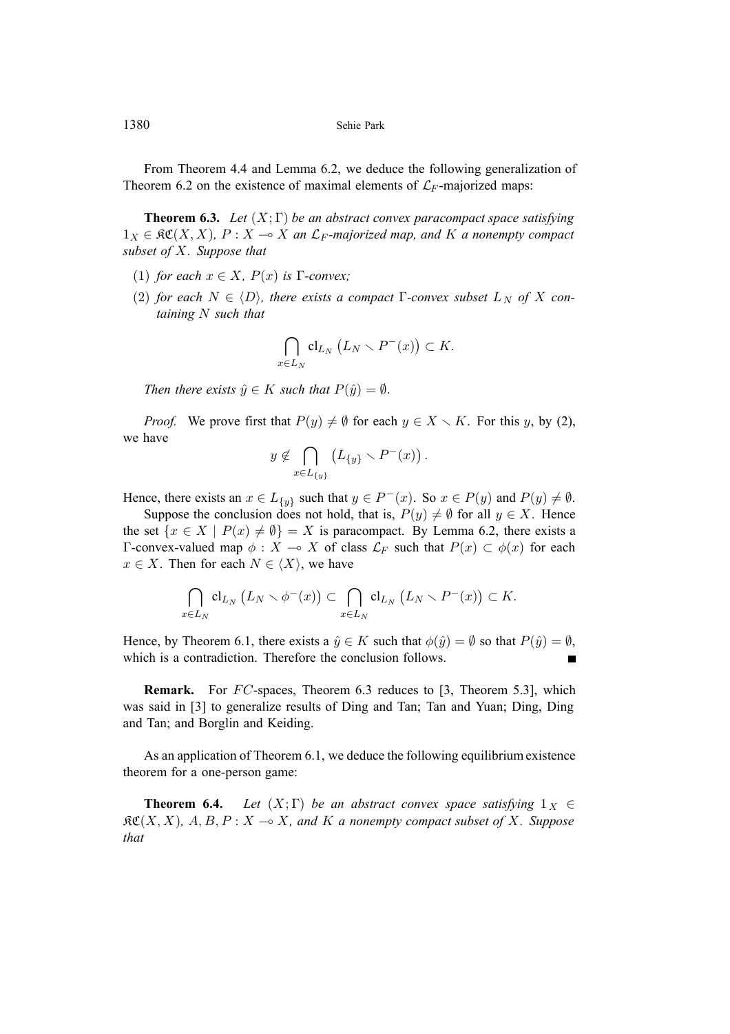From Theorem 4.4 and Lemma 6.2, we deduce the following generalization of Theorem 6.2 on the existence of maximal elements of $\mathcal{L}_F$-majorized maps:

**Theorem 6.3.** *Let $(X;\Gamma)$ be an abstract convex paracompact space satisfying $1_X \in \mathfrak{KC}(X,X)$, $P : X \multimap X$ an $\mathcal{L}_F$-majorized map, and $K$ a nonempty compact subset of $X$. Suppose that*

(1) *for each $x \in X$, $P(x)$ is $\Gamma$-convex;*

(2) *for each $N \in \langle D \rangle$, there exists a compact $\Gamma$-convex subset $L_N$ of $X$ containing $N$ such that*

$$\bigcap_{x \in L_N} \mathrm{cl}_{L_N}\left(L_N \setminus P^-(x)\right) \subset K.$$

*Then there exists $\hat{y} \in K$ such that $P(\hat{y}) = \emptyset$.*

*Proof.* We prove first that $P(y) \neq \emptyset$ for each $y \in X \setminus K$. For this $y$, by (2), we have

$$y \notin \bigcap_{x \in L_{\{y\}}} \left(L_{\{y\}} \setminus P^-(x)\right).$$

Hence, there exists an $x \in L_{\{y\}}$ such that $y \in P^-(x)$. So $x \in P(y)$ and $P(y) \neq \emptyset$.

Suppose the conclusion does not hold, that is, $P(y) \neq \emptyset$ for all $y \in X$. Hence the set $\{x \in X \mid P(x) \neq \emptyset\} = X$ is paracompact. By Lemma 6.2, there exists a $\Gamma$-convex-valued map $\phi : X \multimap X$ of class $\mathcal{L}_F$ such that $P(x) \subset \phi(x)$ for each $x \in X$. Then for each $N \in \langle X \rangle$, we have

$$\bigcap_{x \in L_N} \mathrm{cl}_{L_N}\left(L_N \setminus \phi^-(x)\right) \subset \bigcap_{x \in L_N} \mathrm{cl}_{L_N}\left(L_N \setminus P^-(x)\right) \subset K.$$

Hence, by Theorem 6.1, there exists a $\hat{y} \in K$ such that $\phi(\hat{y}) = \emptyset$ so that $P(\hat{y}) = \emptyset$, which is a contradiction. Therefore the conclusion follows. ■

**Remark.** For $FC$-spaces, Theorem 6.3 reduces to [3, Theorem 5.3], which was said in [3] to generalize results of Ding and Tan; Tan and Yuan; Ding, Ding and Tan; and Borglin and Keiding.

As an application of Theorem 6.1, we deduce the following equilibrium existence theorem for a one-person game:

**Theorem 6.4.** *Let $(X;\Gamma)$ be an abstract convex space satisfying $1_X \in \mathfrak{KC}(X,X)$, $A, B, P : X \multimap X$, and $K$ a nonempty compact subset of $X$. Suppose that*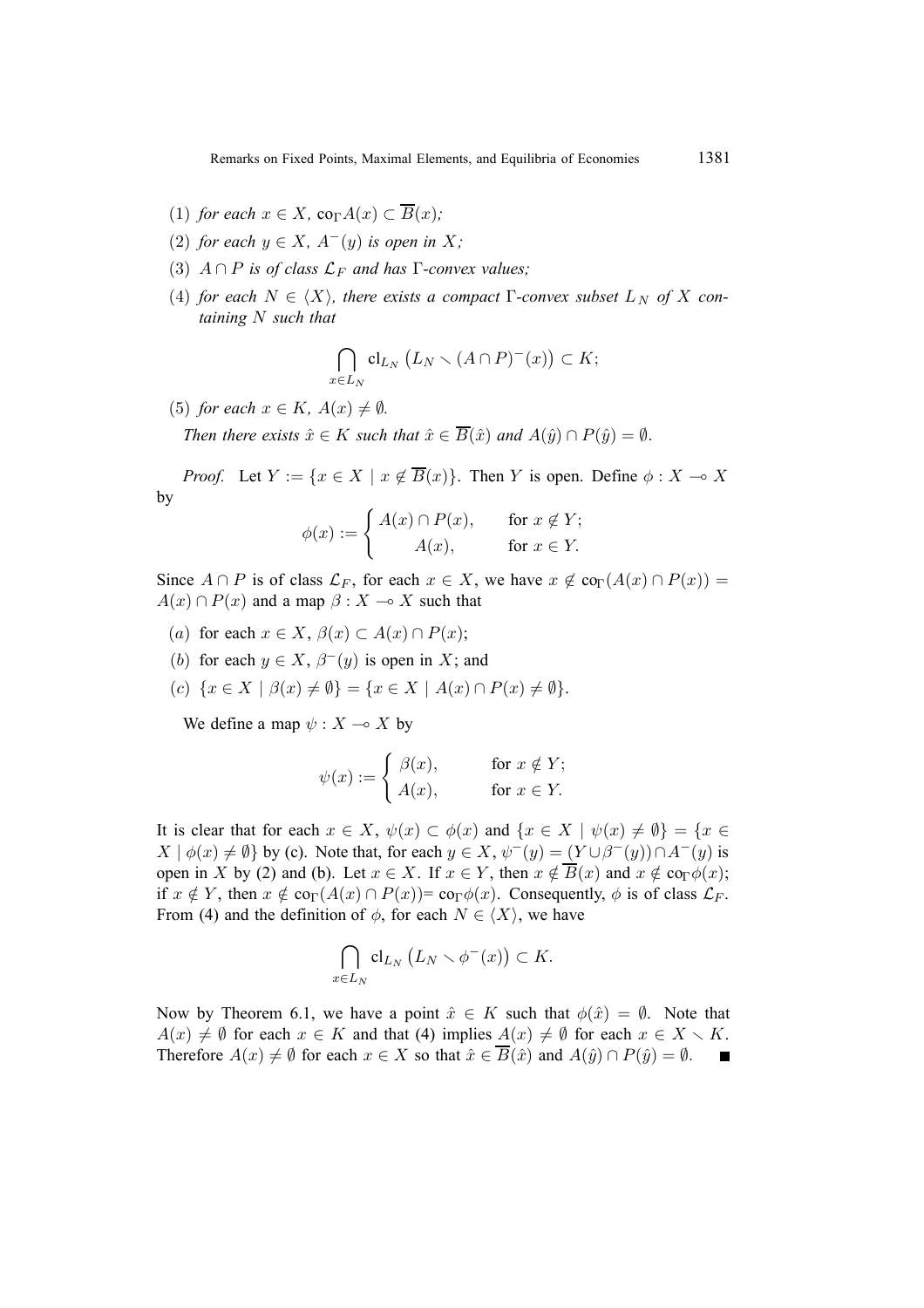(1) *for each* $x \in X$, $\mathrm{co}_\Gamma A(x) \subset \overline{B}(x)$*;*

(2) *for each* $y \in X$, $A^{-}(y)$ *is open in* $X$*;*

(3) $A \cap P$ *is of class* $\mathcal{L}_F$ *and has* $\Gamma$*-convex values;*

(4) *for each* $N \in \langle X \rangle$*, there exists a compact* $\Gamma$*-convex subset* $L_N$ *of* $X$ *containing* $N$ *such that*

$$\bigcap_{x \in L_N} \mathrm{cl}_{L_N} \left( L_N \smallsetminus (A \cap P)^{-}(x) \right) \subset K;$$

(5) *for each* $x \in K$, $A(x) \neq \emptyset$.

*Then there exists* $\hat{x} \in K$ *such that* $\hat{x} \in \overline{B}(\hat{x})$ *and* $A(\hat{y}) \cap P(\hat{y}) = \emptyset$.

*Proof.* Let $Y := \{x \in X \mid x \notin \overline{B}(x)\}$. Then $Y$ is open. Define $\phi : X \multimap X$ by

$$\phi(x) := \begin{cases} A(x) \cap P(x), & \text{for } x \notin Y; \\ A(x), & \text{for } x \in Y. \end{cases}$$

Since $A \cap P$ is of class $\mathcal{L}_F$, for each $x \in X$, we have $x \notin \mathrm{co}_\Gamma(A(x) \cap P(x)) = A(x) \cap P(x)$ and a map $\beta : X \multimap X$ such that

(a) for each $x \in X$, $\beta(x) \subset A(x) \cap P(x)$;

(b) for each $y \in X$, $\beta^{-}(y)$ is open in $X$; and

(c) $\{x \in X \mid \beta(x) \neq \emptyset\} = \{x \in X \mid A(x) \cap P(x) \neq \emptyset\}$.

We define a map $\psi : X \multimap X$ by

$$\psi(x) := \begin{cases} \beta(x), & \text{for } x \notin Y; \\ A(x), & \text{for } x \in Y. \end{cases}$$

It is clear that for each $x \in X$, $\psi(x) \subset \phi(x)$ and $\{x \in X \mid \psi(x) \neq \emptyset\} = \{x \in X \mid \phi(x) \neq \emptyset\}$ by (c). Note that, for each $y \in X$, $\psi^{-}(y) = (Y \cup \beta^{-}(y)) \cap A^{-}(y)$ is open in $X$ by (2) and (b). Let $x \in X$. If $x \in Y$, then $x \notin \overline{B}(x)$ and $x \notin \mathrm{co}_\Gamma \phi(x)$; if $x \notin Y$, then $x \notin \mathrm{co}_\Gamma(A(x) \cap P(x)) = \mathrm{co}_\Gamma \phi(x)$. Consequently, $\phi$ is of class $\mathcal{L}_F$. From (4) and the definition of $\phi$, for each $N \in \langle X \rangle$, we have

$$\bigcap_{x \in L_N} \mathrm{cl}_{L_N} \left( L_N \smallsetminus \phi^{-}(x) \right) \subset K.$$

Now by Theorem 6.1, we have a point $\hat{x} \in K$ such that $\phi(\hat{x}) = \emptyset$. Note that $A(x) \neq \emptyset$ for each $x \in K$ and that (4) implies $A(x) \neq \emptyset$ for each $x \in X \smallsetminus K$. Therefore $A(x) \neq \emptyset$ for each $x \in X$ so that $\hat{x} \in \overline{B}(\hat{x})$ and $A(\hat{y}) \cap P(\hat{y}) = \emptyset$. ∎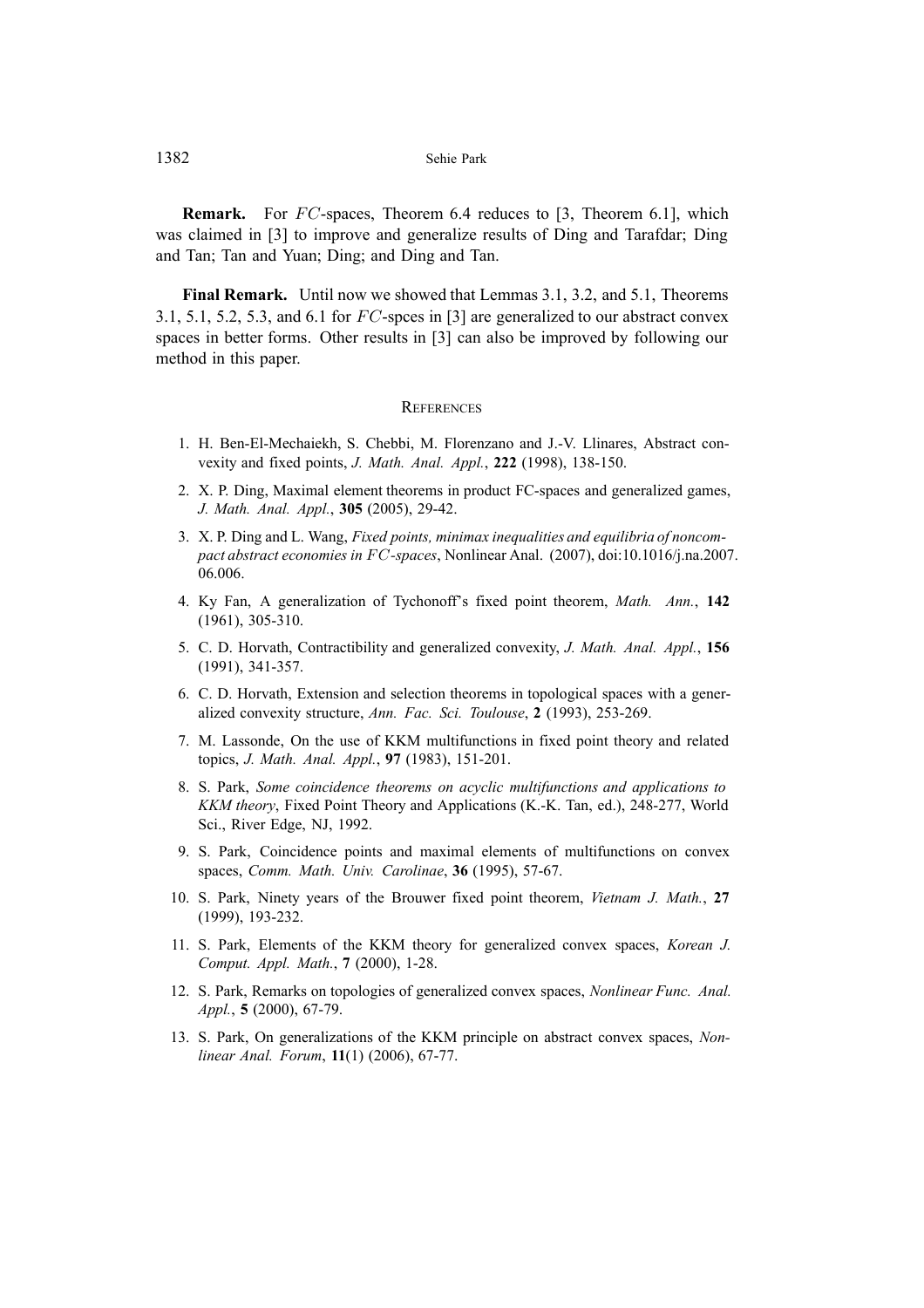**Remark.** For $FC$-spaces, Theorem 6.4 reduces to [3, Theorem 6.1], which was claimed in [3] to improve and generalize results of Ding and Tarafdar; Ding and Tan; Tan and Yuan; Ding; and Ding and Tan.

**Final Remark.** Until now we showed that Lemmas 3.1, 3.2, and 5.1, Theorems 3.1, 5.1, 5.2, 5.3, and 6.1 for $FC$-spces in [3] are generalized to our abstract convex spaces in better forms. Other results in [3] can also be improved by following our method in this paper.

## REFERENCES

1. H. Ben-El-Mechaiekh, S. Chebbi, M. Florenzano and J.-V. Llinares, Abstract convexity and fixed points, *J. Math. Anal. Appl.*, **222** (1998), 138-150.
2. X. P. Ding, Maximal element theorems in product FC-spaces and generalized games, *J. Math. Anal. Appl.*, **305** (2005), 29-42.
3. X. P. Ding and L. Wang, *Fixed points, minimax inequalities and equilibria of noncompact abstract economies in $FC$-spaces*, Nonlinear Anal. (2007), doi:10.1016/j.na.2007.06.006.
4. Ky Fan, A generalization of Tychonoff's fixed point theorem, *Math. Ann.*, **142** (1961), 305-310.
5. C. D. Horvath, Contractibility and generalized convexity, *J. Math. Anal. Appl.*, **156** (1991), 341-357.
6. C. D. Horvath, Extension and selection theorems in topological spaces with a generalized convexity structure, *Ann. Fac. Sci. Toulouse*, **2** (1993), 253-269.
7. M. Lassonde, On the use of KKM multifunctions in fixed point theory and related topics, *J. Math. Anal. Appl.*, **97** (1983), 151-201.
8. S. Park, *Some coincidence theorems on acyclic multifunctions and applications to KKM theory*, Fixed Point Theory and Applications (K.-K. Tan, ed.), 248-277, World Sci., River Edge, NJ, 1992.
9. S. Park, Coincidence points and maximal elements of multifunctions on convex spaces, *Comm. Math. Univ. Carolinae*, **36** (1995), 57-67.
10. S. Park, Ninety years of the Brouwer fixed point theorem, *Vietnam J. Math.*, **27** (1999), 193-232.
11. S. Park, Elements of the KKM theory for generalized convex spaces, *Korean J. Comput. Appl. Math.*, **7** (2000), 1-28.
12. S. Park, Remarks on topologies of generalized convex spaces, *Nonlinear Func. Anal. Appl.*, **5** (2000), 67-79.
13. S. Park, On generalizations of the KKM principle on abstract convex spaces, *Nonlinear Anal. Forum*, **11**(1) (2006), 67-77.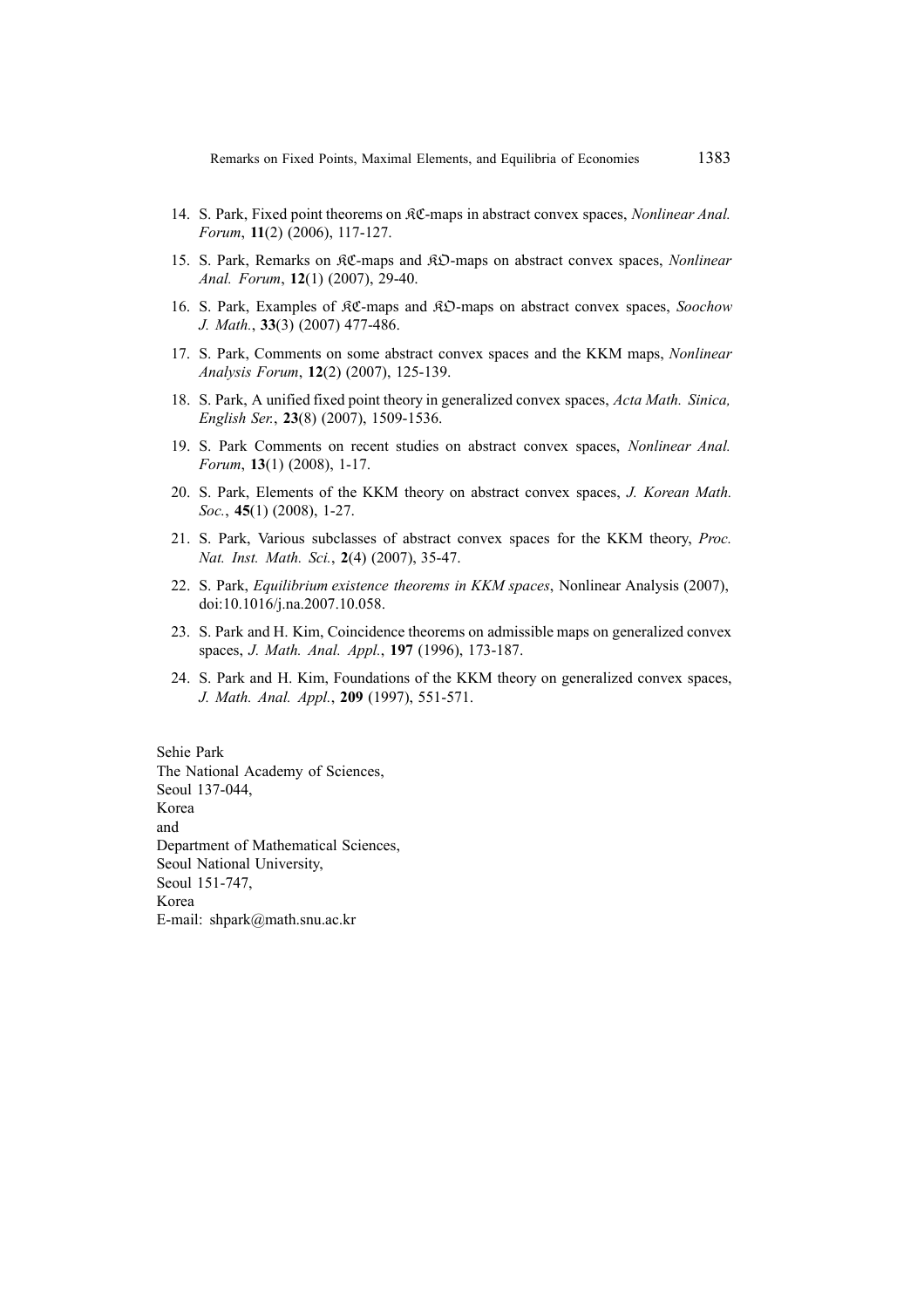14. S. Park, Fixed point theorems on $\mathfrak{KC}$-maps in abstract convex spaces, *Nonlinear Anal. Forum*, **11**(2) (2006), 117-127.

15. S. Park, Remarks on $\mathfrak{KC}$-maps and $\mathfrak{KO}$-maps on abstract convex spaces, *Nonlinear Anal. Forum*, **12**(1) (2007), 29-40.

16. S. Park, Examples of $\mathfrak{KC}$-maps and $\mathfrak{KO}$-maps on abstract convex spaces, *Soochow J. Math.*, **33**(3) (2007) 477-486.

17. S. Park, Comments on some abstract convex spaces and the KKM maps, *Nonlinear Analysis Forum*, **12**(2) (2007), 125-139.

18. S. Park, A unified fixed point theory in generalized convex spaces, *Acta Math. Sinica, English Ser.*, **23**(8) (2007), 1509-1536.

19. S. Park Comments on recent studies on abstract convex spaces, *Nonlinear Anal. Forum*, **13**(1) (2008), 1-17.

20. S. Park, Elements of the KKM theory on abstract convex spaces, *J. Korean Math. Soc.*, **45**(1) (2008), 1-27.

21. S. Park, Various subclasses of abstract convex spaces for the KKM theory, *Proc. Nat. Inst. Math. Sci.*, **2**(4) (2007), 35-47.

22. S. Park, *Equilibrium existence theorems in KKM spaces*, Nonlinear Analysis (2007), doi:10.1016/j.na.2007.10.058.

23. S. Park and H. Kim, Coincidence theorems on admissible maps on generalized convex spaces, *J. Math. Anal. Appl.*, **197** (1996), 173-187.

24. S. Park and H. Kim, Foundations of the KKM theory on generalized convex spaces, *J. Math. Anal. Appl.*, **209** (1997), 551-571.

Sehie Park
The National Academy of Sciences,
Seoul 137-044,
Korea
and
Department of Mathematical Sciences,
Seoul National University,
Seoul 151-747,
Korea
E-mail: shpark@math.snu.ac.kr